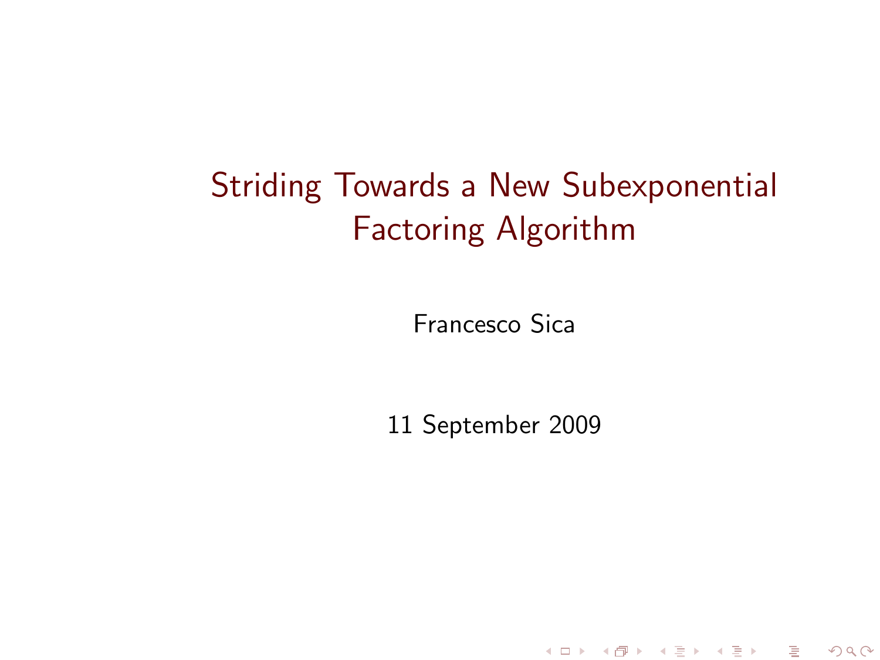# Striding Towards a New Subexponential Factoring Algorithm

Francesco Sica

11 September 2009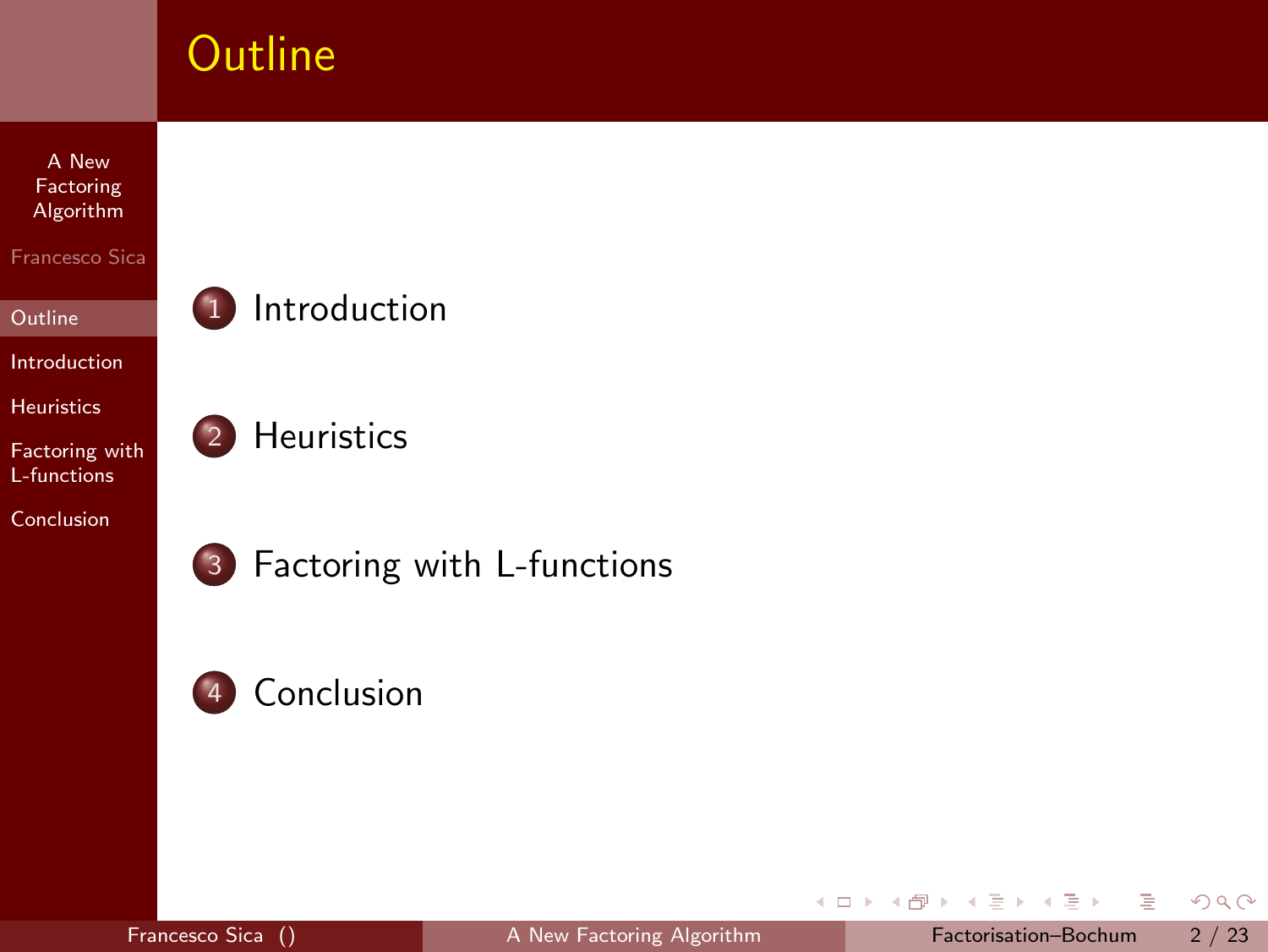# Outline

1. Introduction
2. Heuristics
3. Factoring with L-functions
4. Conclusion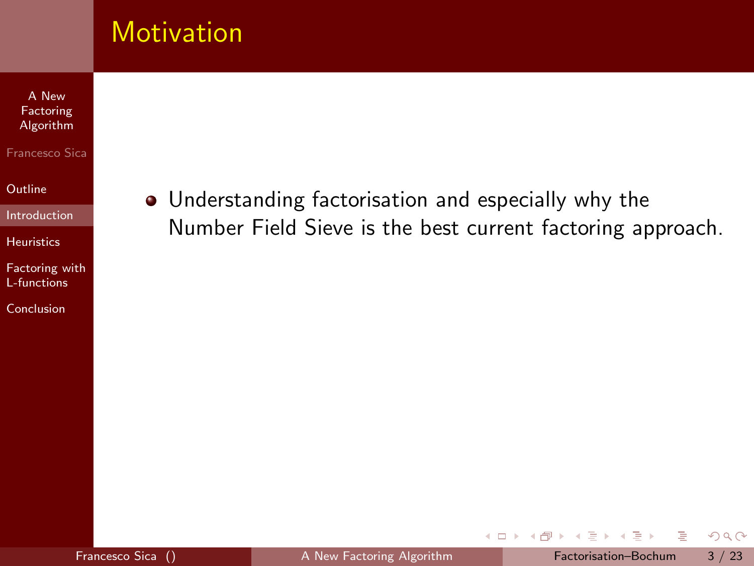# Motivation

- Understanding factorisation and especially why the Number Field Sieve is the best current factoring approach.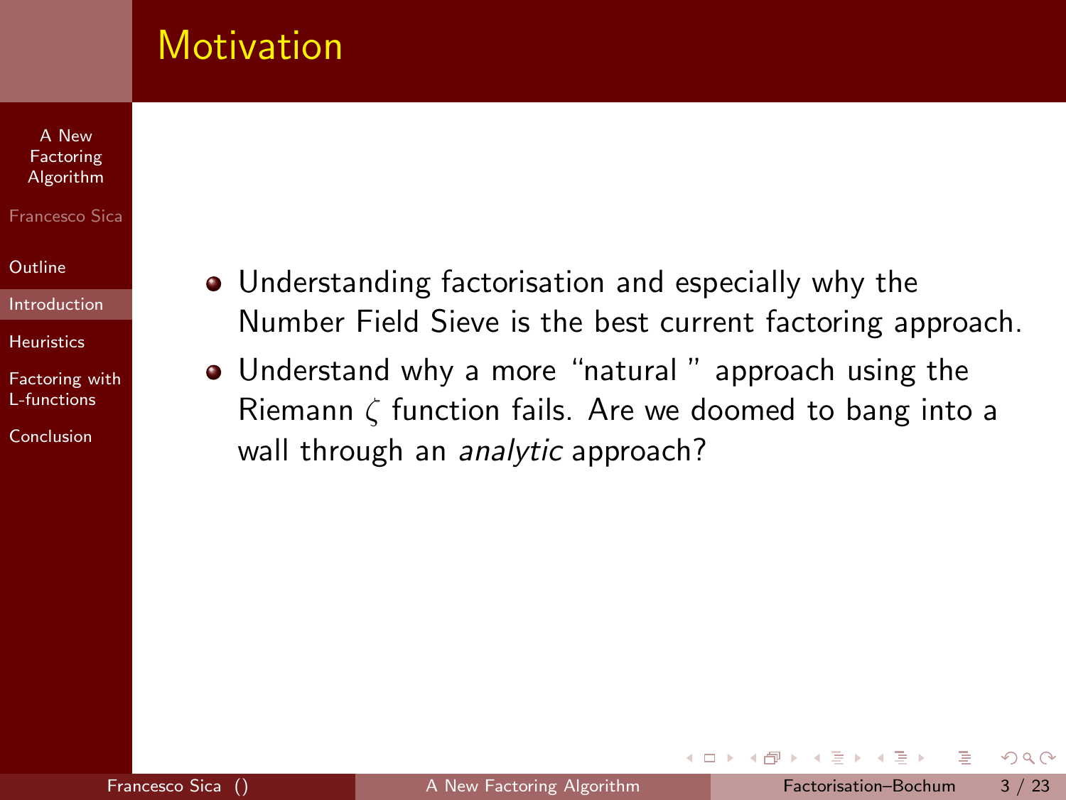# Motivation

- Understanding factorisation and especially why the Number Field Sieve is the best current factoring approach.
- Understand why a more "natural " approach using the Riemann $\zeta$ function fails. Are we doomed to bang into a wall through an *analytic* approach?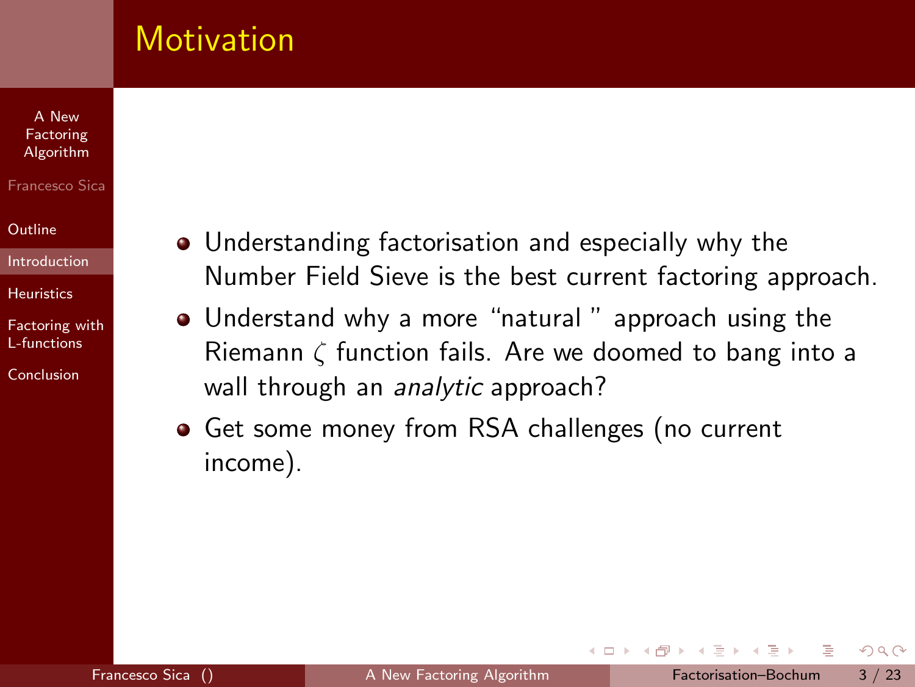# Motivation

- Understanding factorisation and especially why the Number Field Sieve is the best current factoring approach.
- Understand why a more "natural " approach using the Riemann $\zeta$ function fails. Are we doomed to bang into a wall through an *analytic* approach?
- Get some money from RSA challenges (no current income).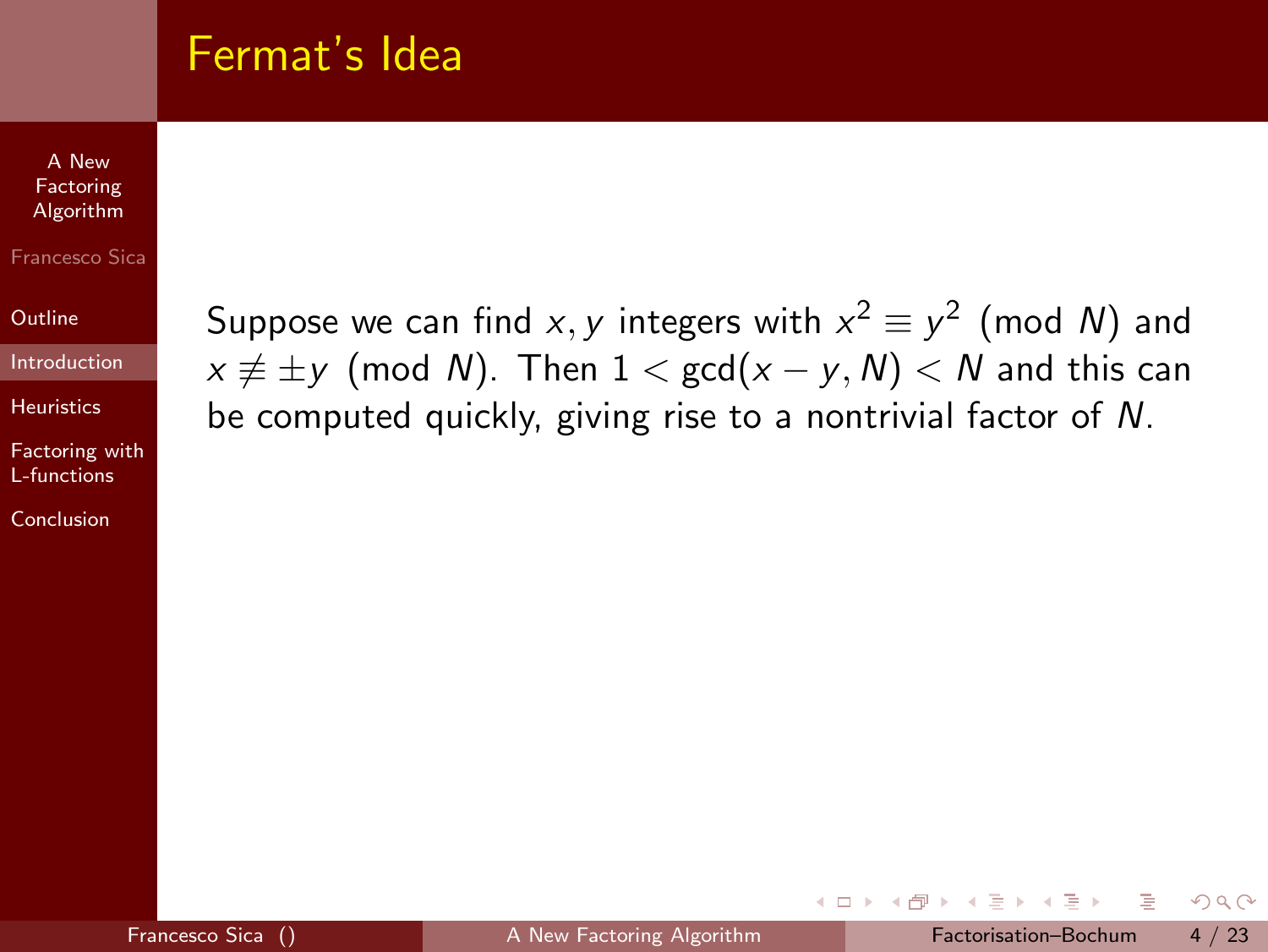# Fermat's Idea

Suppose we can find $x, y$ integers with $x^2 \equiv y^2 \pmod{N}$ and $x \not\equiv \pm y \pmod{N}$. Then $1 < \gcd(x - y, N) < N$ and this can be computed quickly, giving rise to a nontrivial factor of $N$.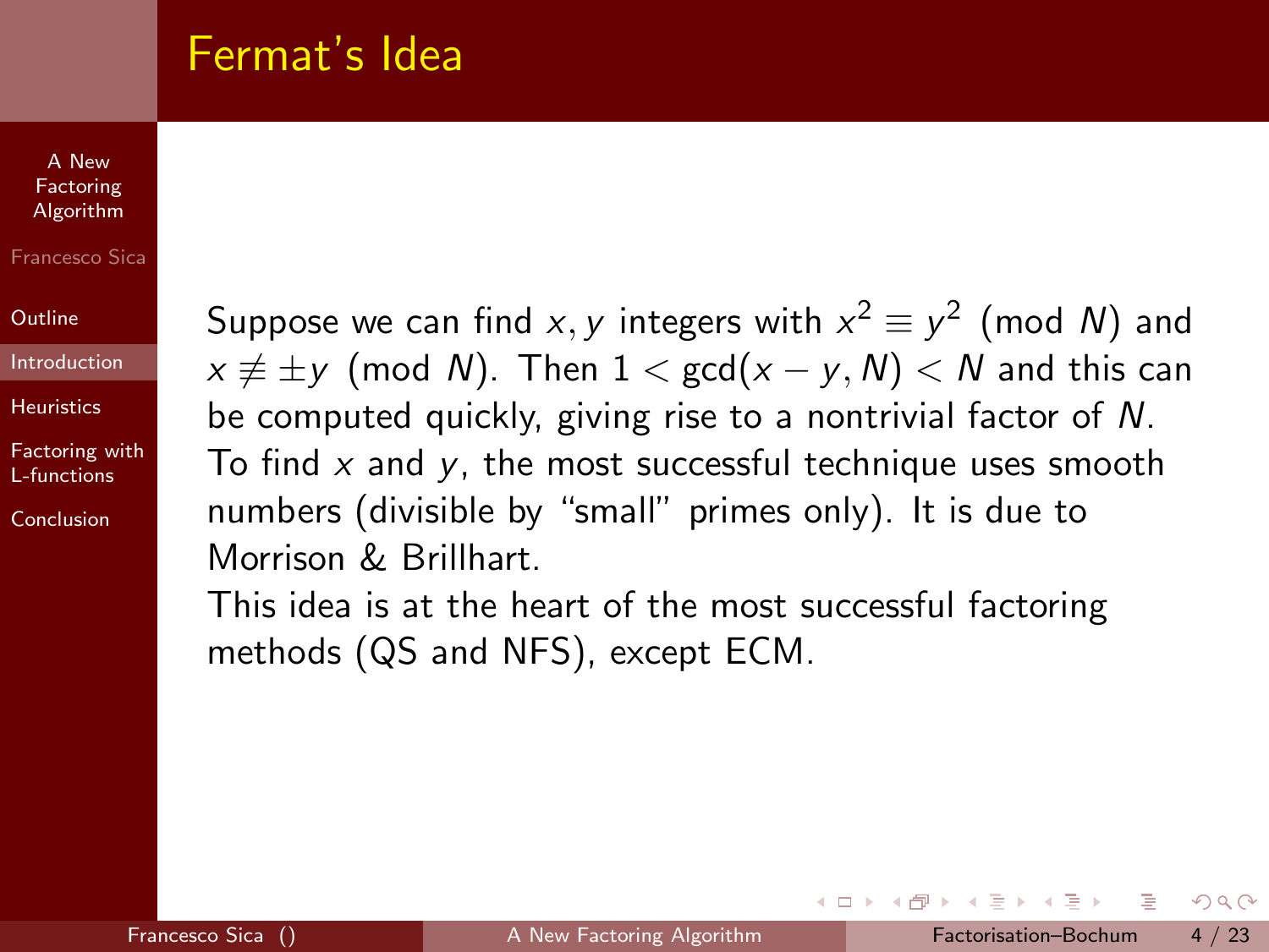# Fermat's Idea

Suppose we can find $x, y$ integers with $x^2 \equiv y^2 \pmod{N}$ and $x \not\equiv \pm y \pmod{N}$. Then $1 < \gcd(x - y, N) < N$ and this can be computed quickly, giving rise to a nontrivial factor of $N$.

To find $x$ and $y$, the most successful technique uses smooth numbers (divisible by "small" primes only). It is due to Morrison & Brillhart.

This idea is at the heart of the most successful factoring methods (QS and NFS), except ECM.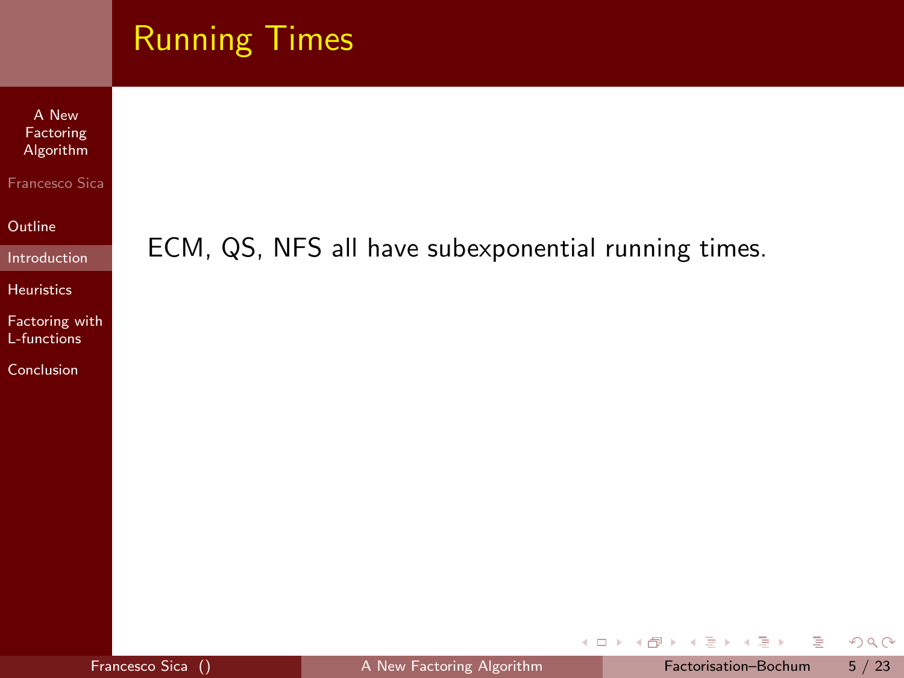# Running Times

ECM, QS, NFS all have subexponential running times.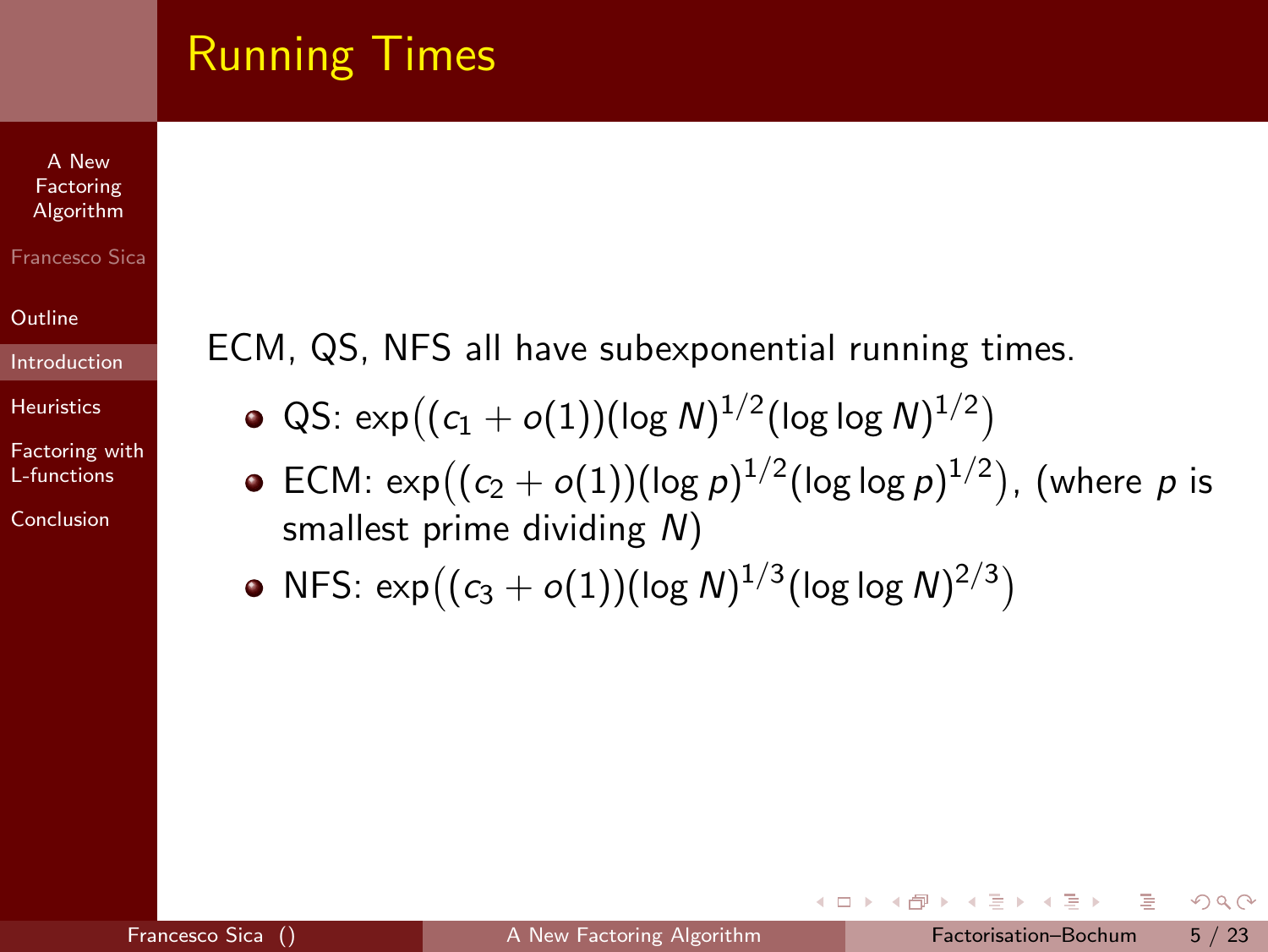# Running Times

ECM, QS, NFS all have subexponential running times.

- QS: $\exp\big((c_1 + o(1))(\log N)^{1/2}(\log\log N)^{1/2}\big)$
- ECM: $\exp\big((c_2 + o(1))(\log p)^{1/2}(\log\log p)^{1/2}\big)$, (where $p$ is smallest prime dividing $N$)
- NFS: $\exp\big((c_3 + o(1))(\log N)^{1/3}(\log\log N)^{2/3}\big)$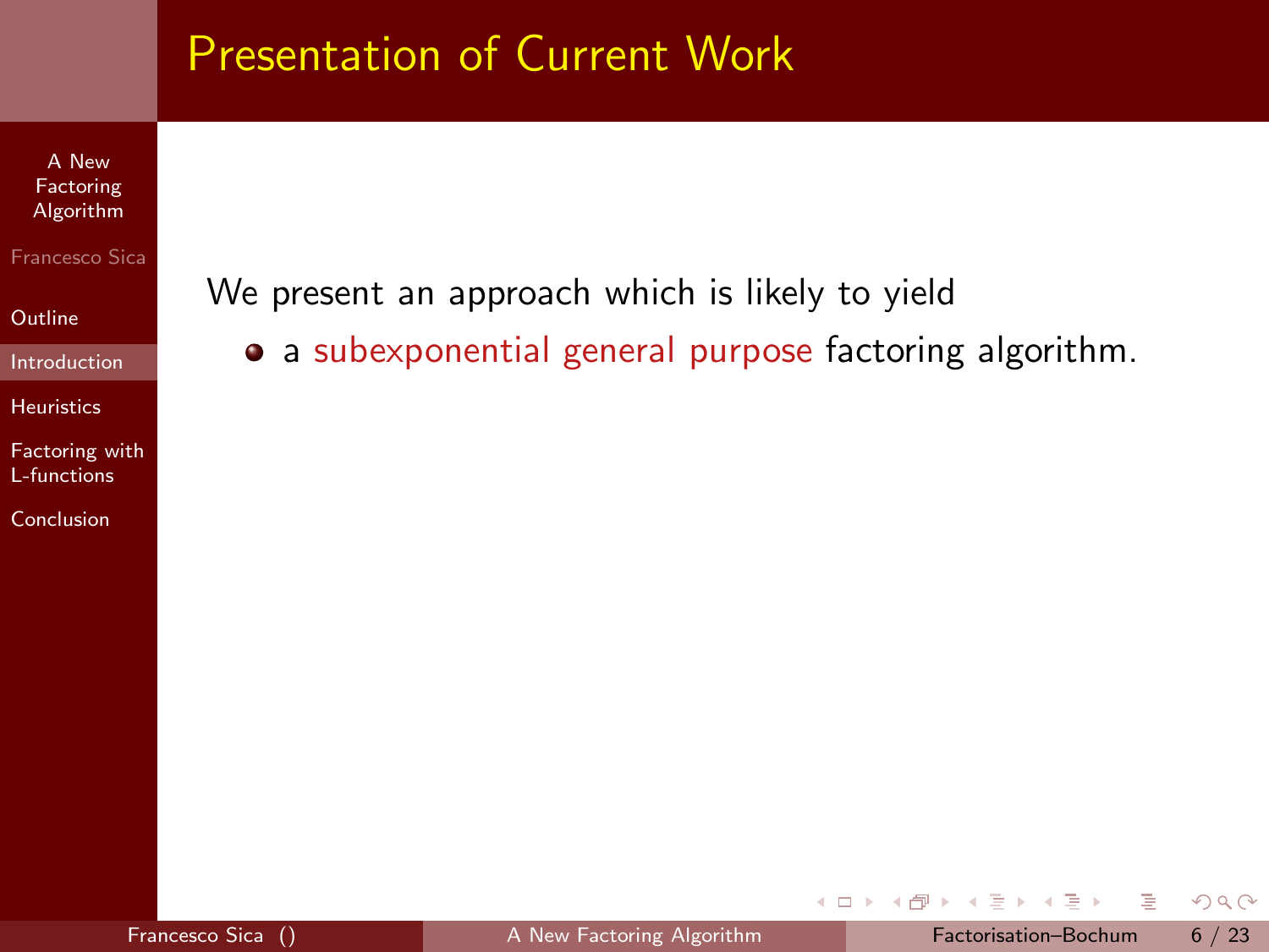# Presentation of Current Work

We present an approach which is likely to yield

- a subexponential general purpose factoring algorithm.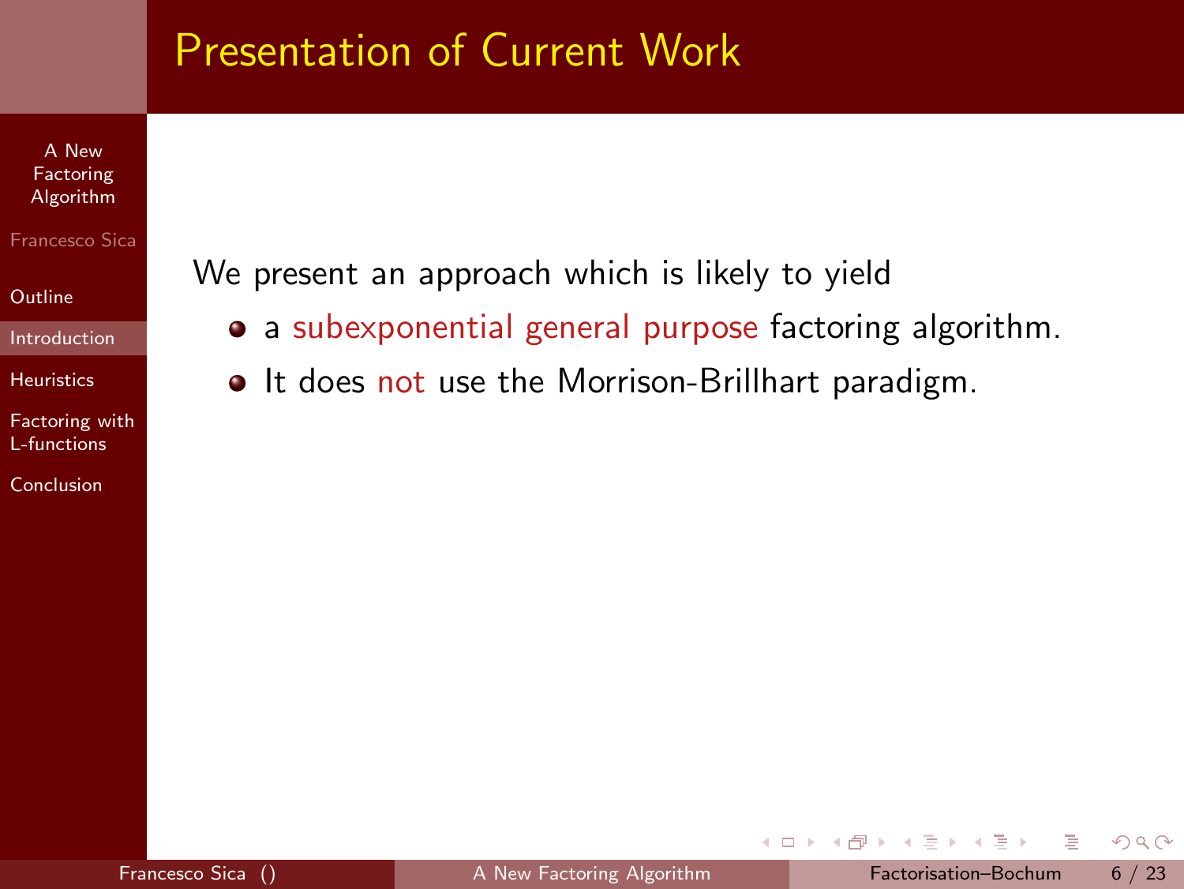## Presentation of Current Work

We present an approach which is likely to yield

- a subexponential general purpose factoring algorithm.
- It does not use the Morrison-Brillhart paradigm.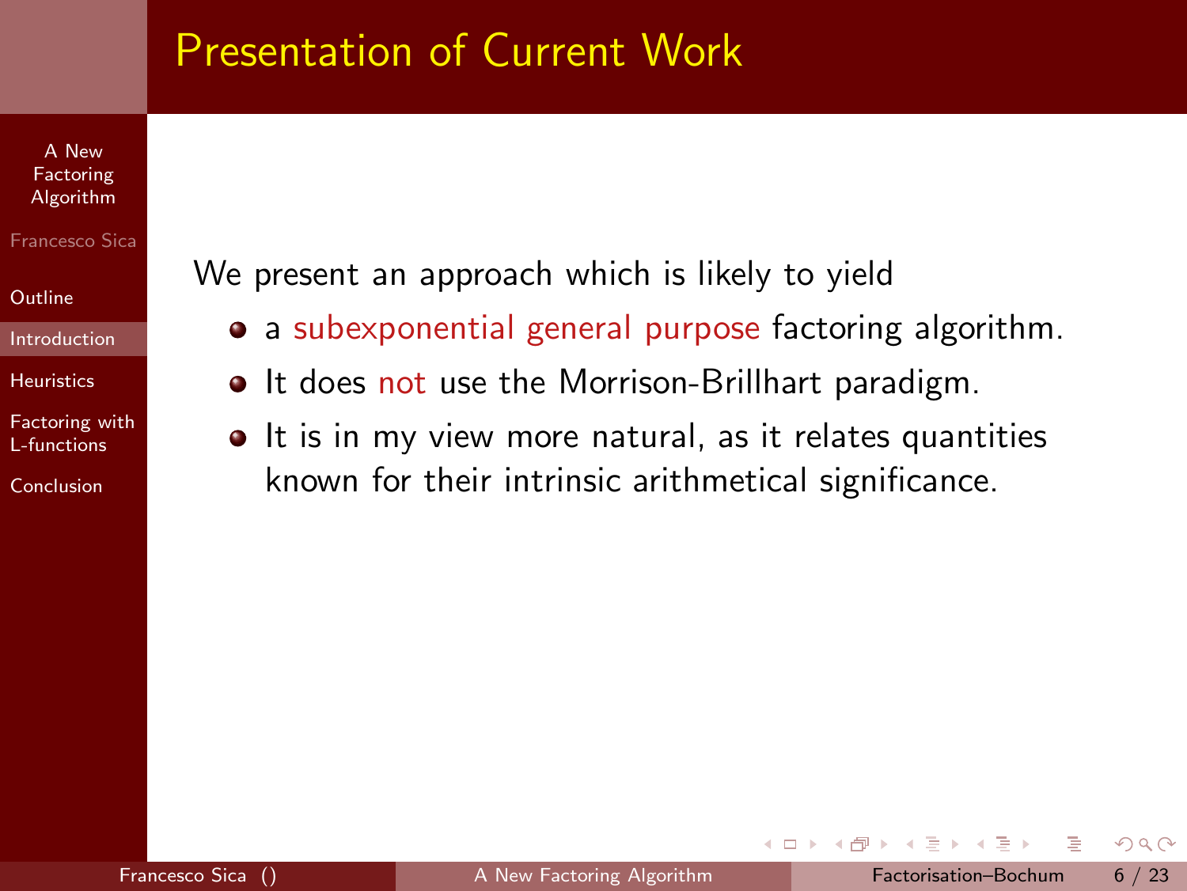# Presentation of Current Work

We present an approach which is likely to yield

- a subexponential general purpose factoring algorithm.
- It does not use the Morrison-Brillhart paradigm.
- It is in my view more natural, as it relates quantities known for their intrinsic arithmetical significance.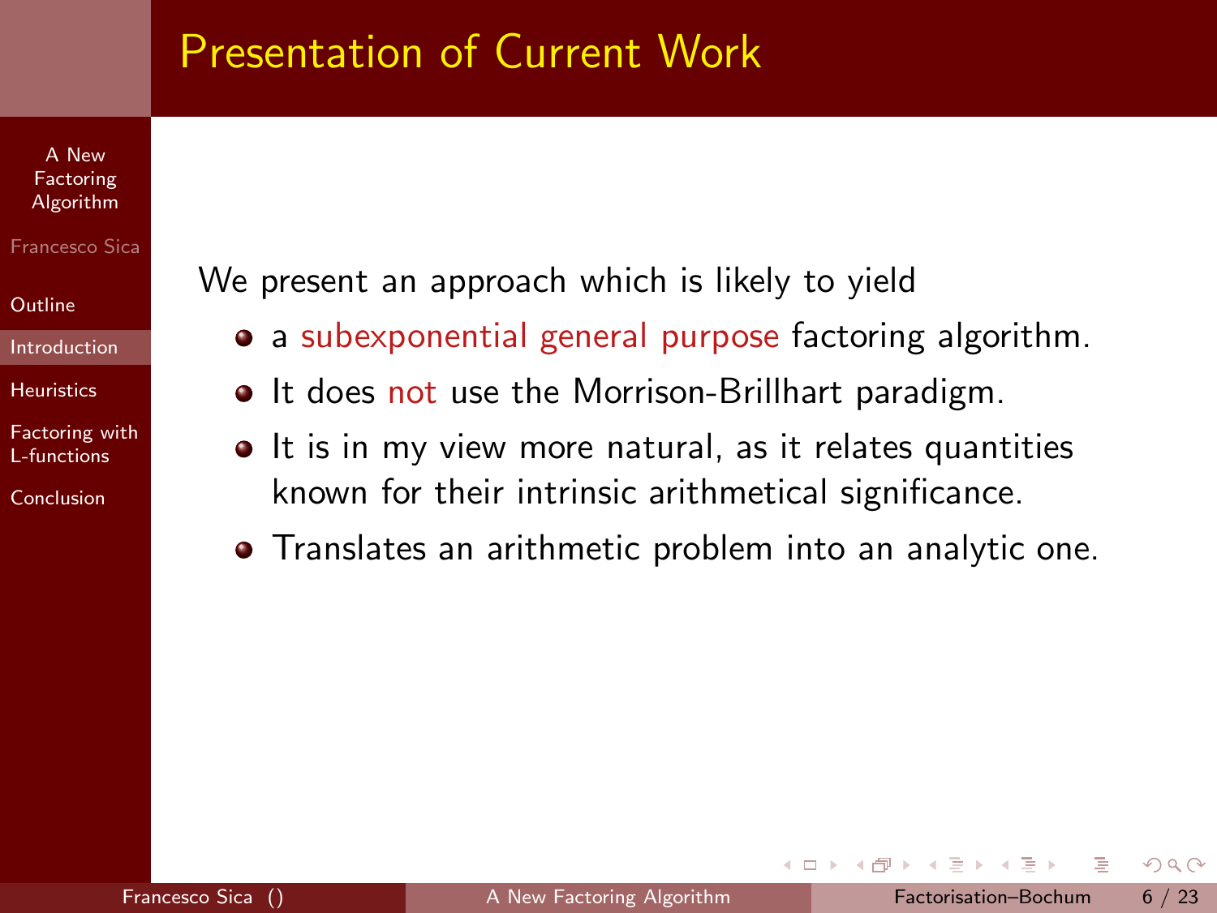# Presentation of Current Work

We present an approach which is likely to yield

- a subexponential general purpose factoring algorithm.
- It does not use the Morrison-Brillhart paradigm.
- It is in my view more natural, as it relates quantities known for their intrinsic arithmetical significance.
- Translates an arithmetic problem into an analytic one.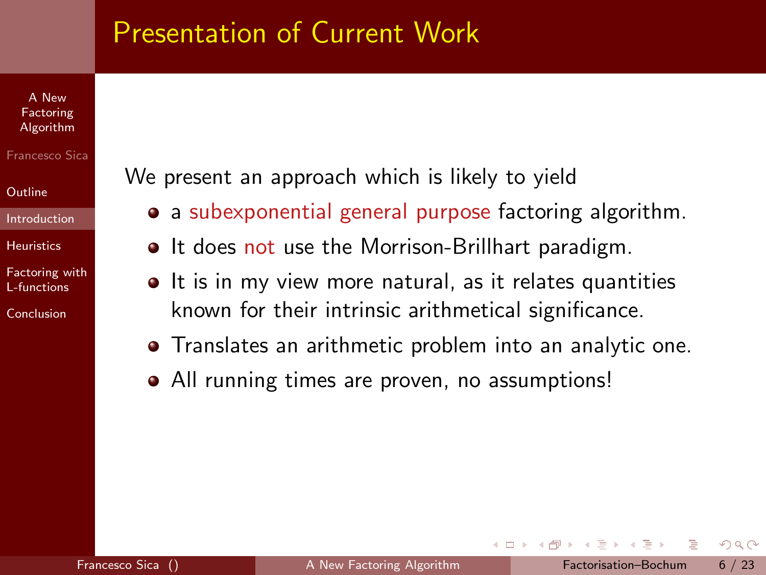# Presentation of Current Work

We present an approach which is likely to yield

- a subexponential general purpose factoring algorithm.
- It does not use the Morrison-Brillhart paradigm.
- It is in my view more natural, as it relates quantities known for their intrinsic arithmetical significance.
- Translates an arithmetic problem into an analytic one.
- All running times are proven, no assumptions!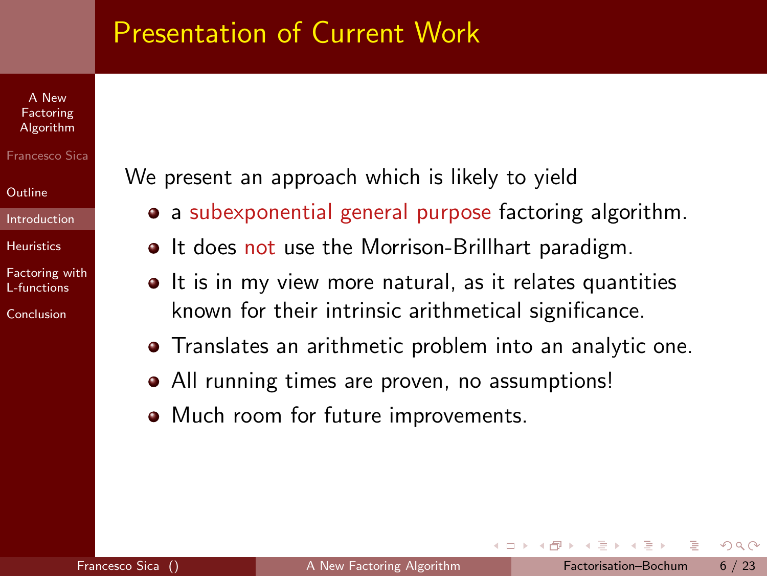# Presentation of Current Work

We present an approach which is likely to yield

- a subexponential general purpose factoring algorithm.
- It does not use the Morrison-Brillhart paradigm.
- It is in my view more natural, as it relates quantities known for their intrinsic arithmetical significance.
- Translates an arithmetic problem into an analytic one.
- All running times are proven, no assumptions!
- Much room for future improvements.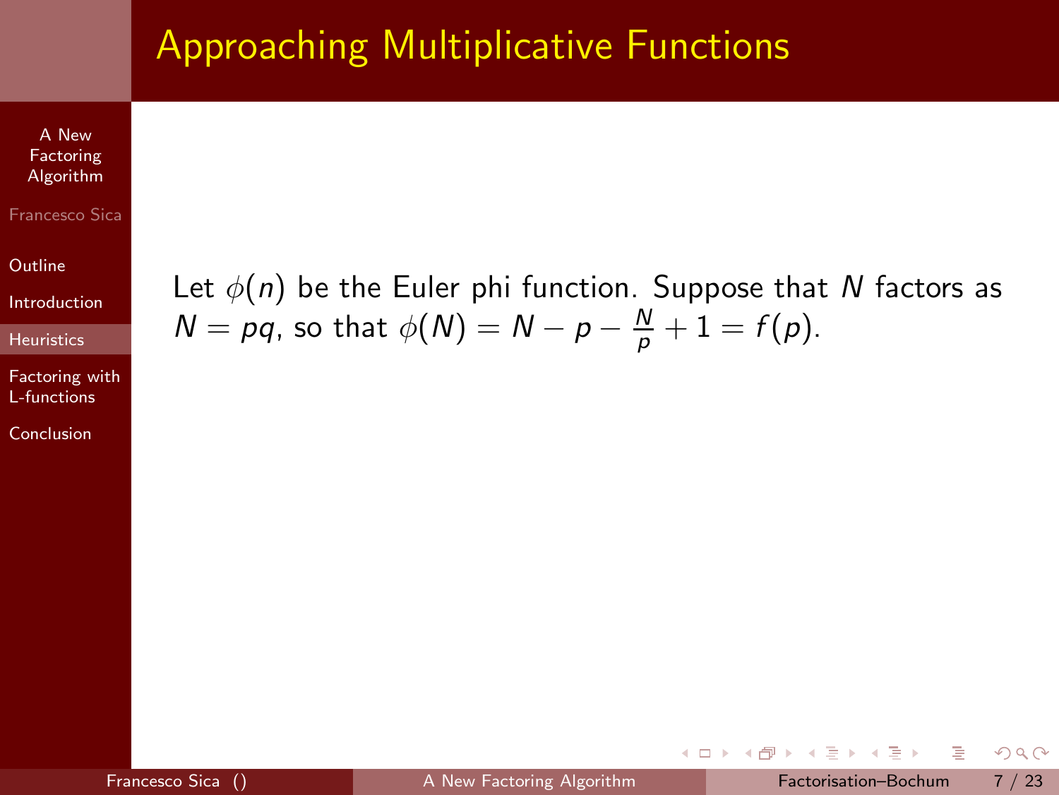# Approaching Multiplicative Functions

Let $\phi(n)$ be the Euler phi function. Suppose that $N$ factors as $N = pq$, so that $\phi(N) = N - p - \frac{N}{p} + 1 = f(p)$.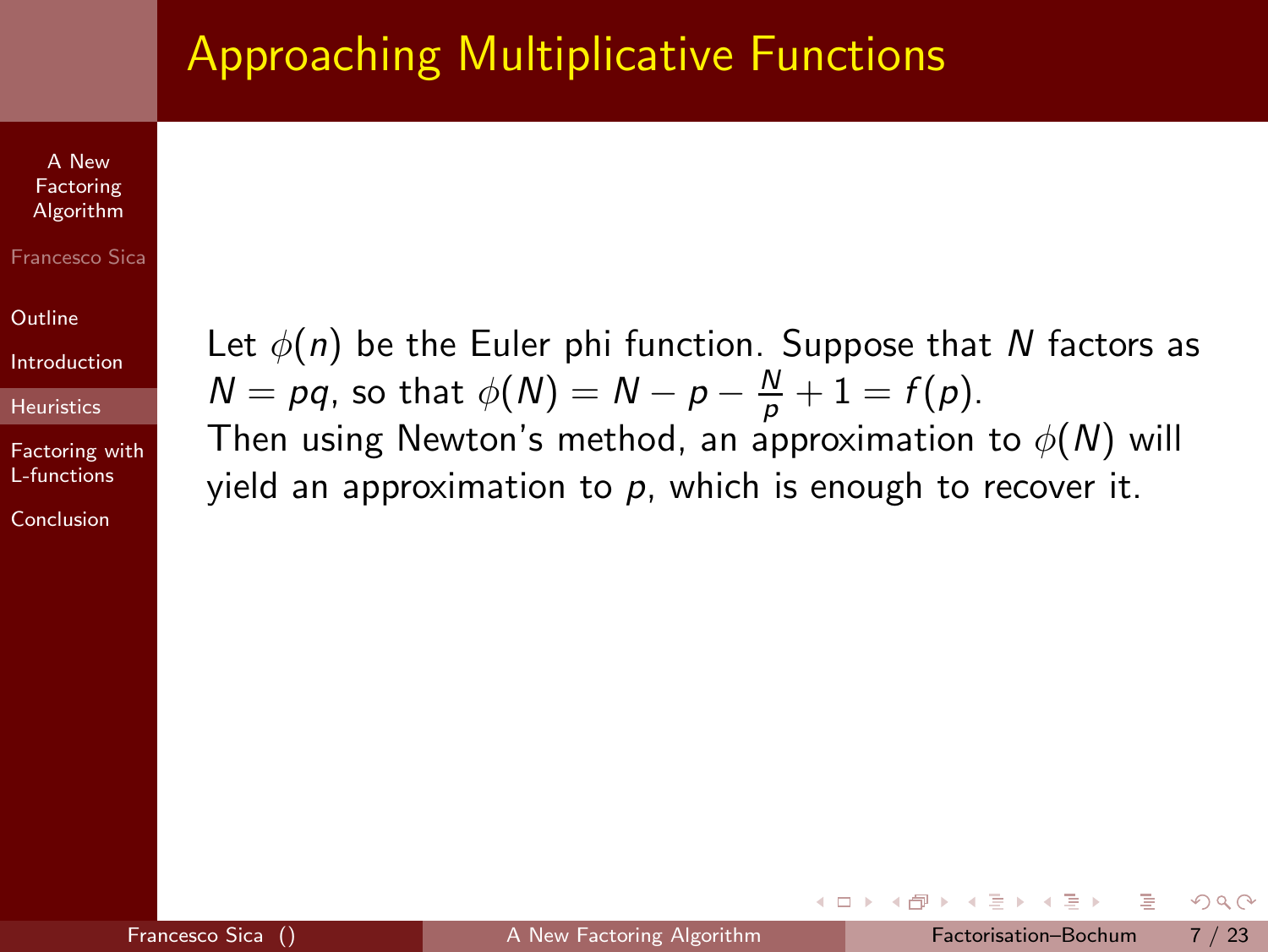# Approaching Multiplicative Functions

Let $\phi(n)$ be the Euler phi function. Suppose that $N$ factors as $N = pq$, so that $\phi(N) = N - p - \frac{N}{p} + 1 = f(p)$.
Then using Newton's method, an approximation to $\phi(N)$ will yield an approximation to $p$, which is enough to recover it.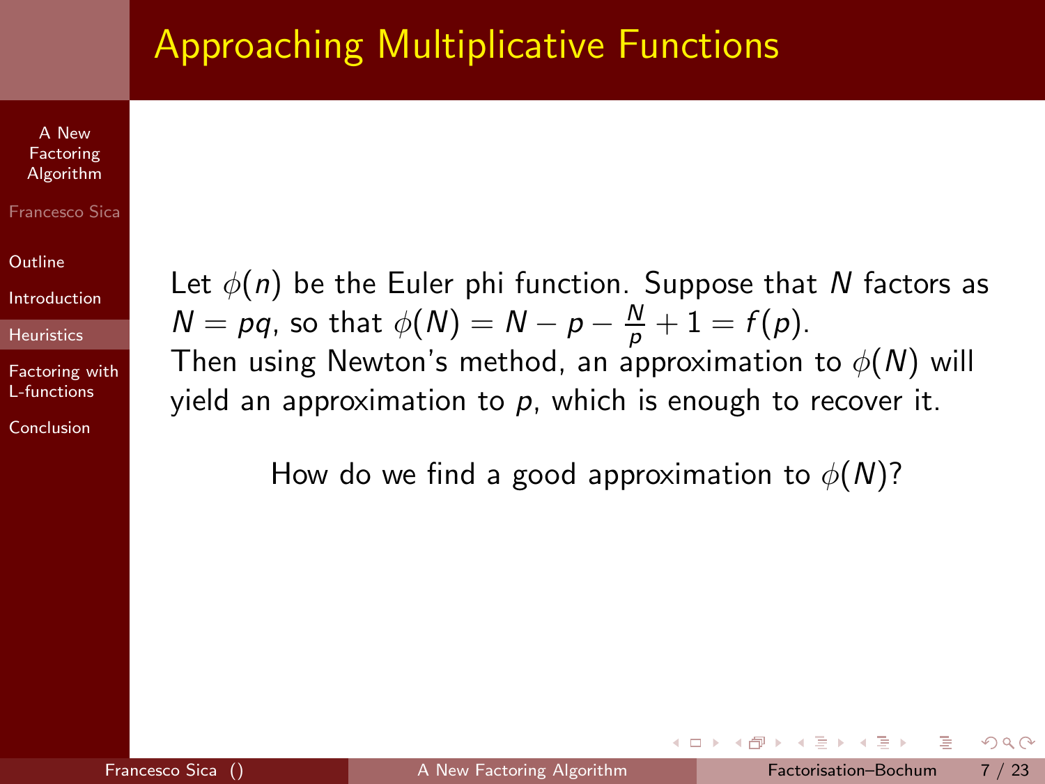# Approaching Multiplicative Functions

Let $\phi(n)$ be the Euler phi function. Suppose that $N$ factors as $N = pq$, so that $\phi(N) = N - p - \frac{N}{p} + 1 = f(p)$.
Then using Newton's method, an approximation to $\phi(N)$ will yield an approximation to $p$, which is enough to recover it.

How do we find a good approximation to $\phi(N)$?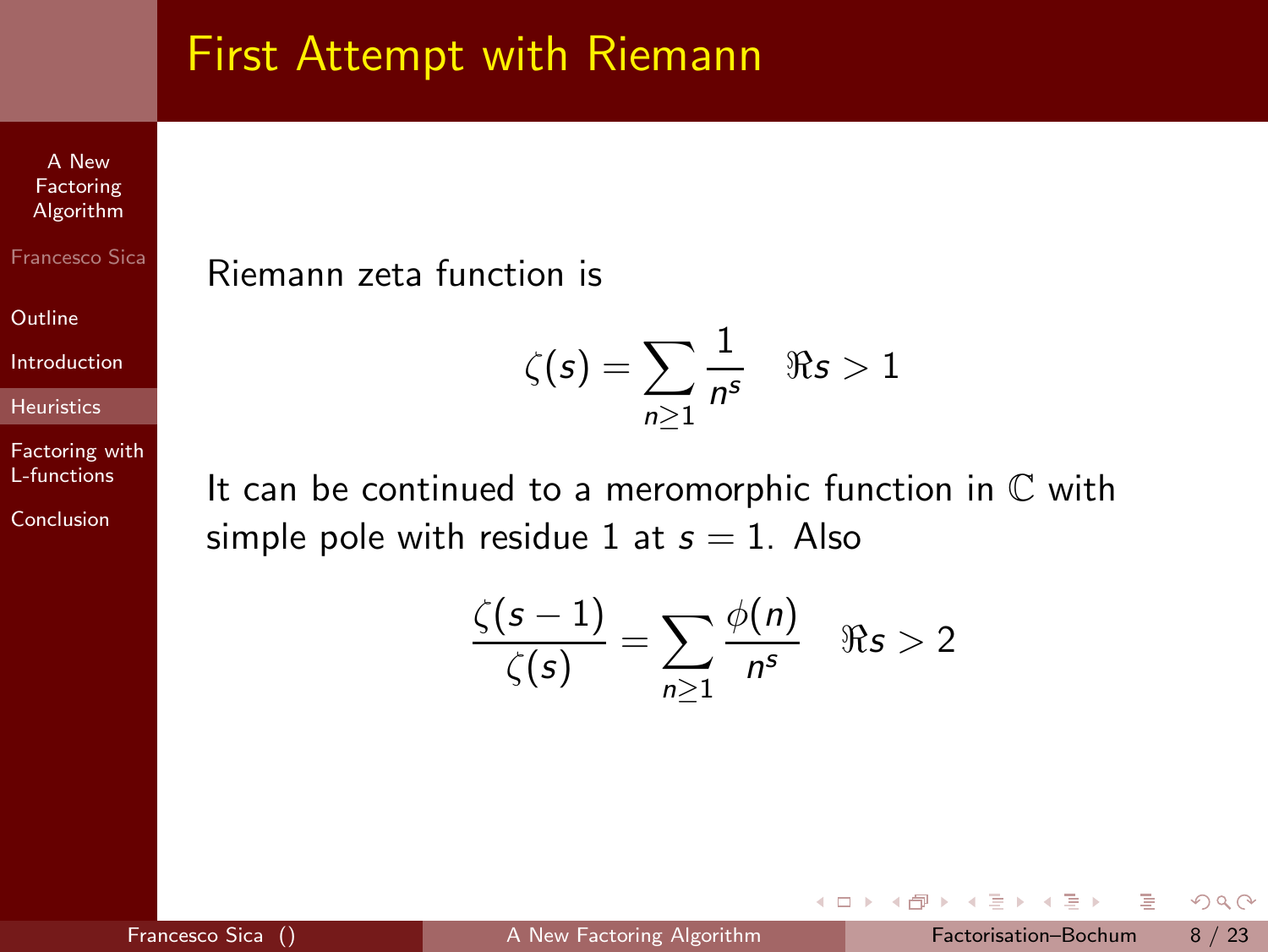# First Attempt with Riemann

Riemann zeta function is

$$\zeta(s) = \sum_{n \geq 1} \frac{1}{n^s} \quad \Re s > 1$$

It can be continued to a meromorphic function in $\mathbb{C}$ with simple pole with residue 1 at $s = 1$. Also

$$\frac{\zeta(s-1)}{\zeta(s)} = \sum_{n \geq 1} \frac{\phi(n)}{n^s} \quad \Re s > 2$$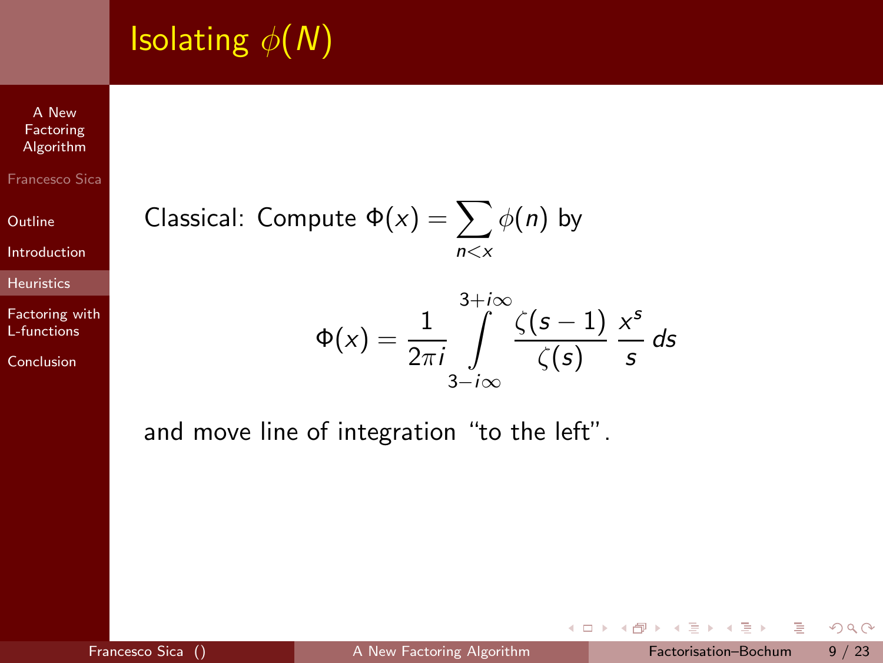# Isolating $\phi(N)$

Classical: Compute $\Phi(x) = \sum_{n<x} \phi(n)$ by

$$\Phi(x) = \frac{1}{2\pi i} \int_{3-i\infty}^{3+i\infty} \frac{\zeta(s-1)}{\zeta(s)} \frac{x^s}{s} \, ds$$

and move line of integration "to the left".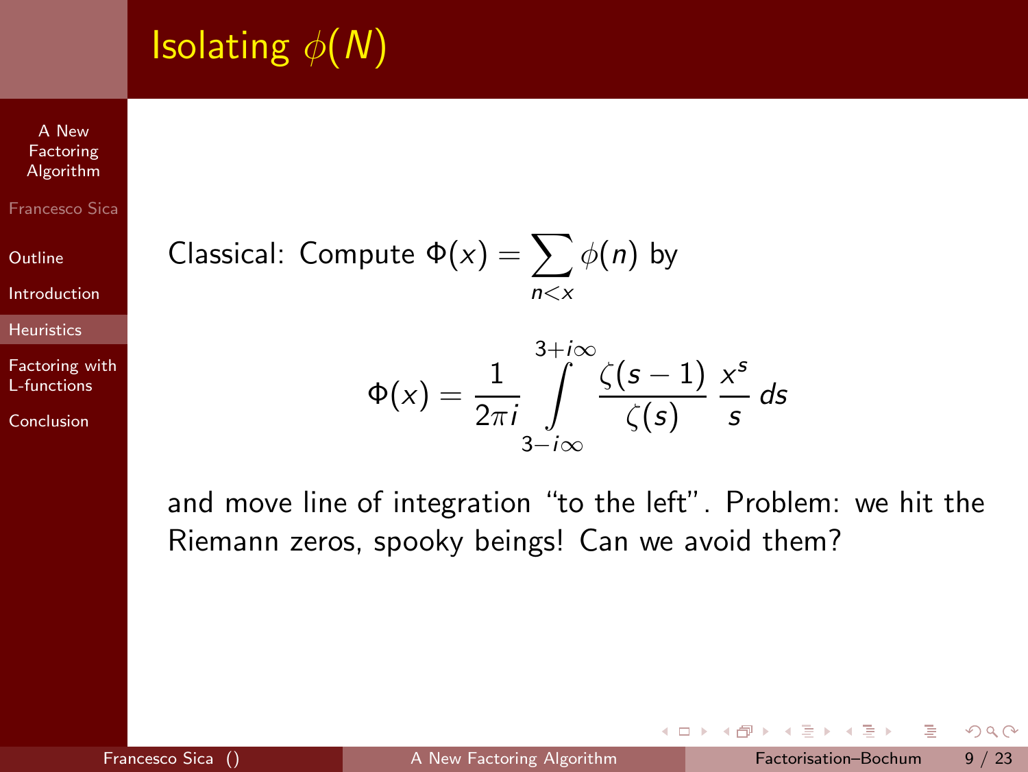# Isolating $\phi(N)$

Classical: Compute $\Phi(x) = \sum_{n<x} \phi(n)$ by

$$\Phi(x) = \frac{1}{2\pi i} \int_{3-i\infty}^{3+i\infty} \frac{\zeta(s-1)}{\zeta(s)} \frac{x^s}{s} \, ds$$

and move line of integration "to the left". Problem: we hit the Riemann zeros, spooky beings! Can we avoid them?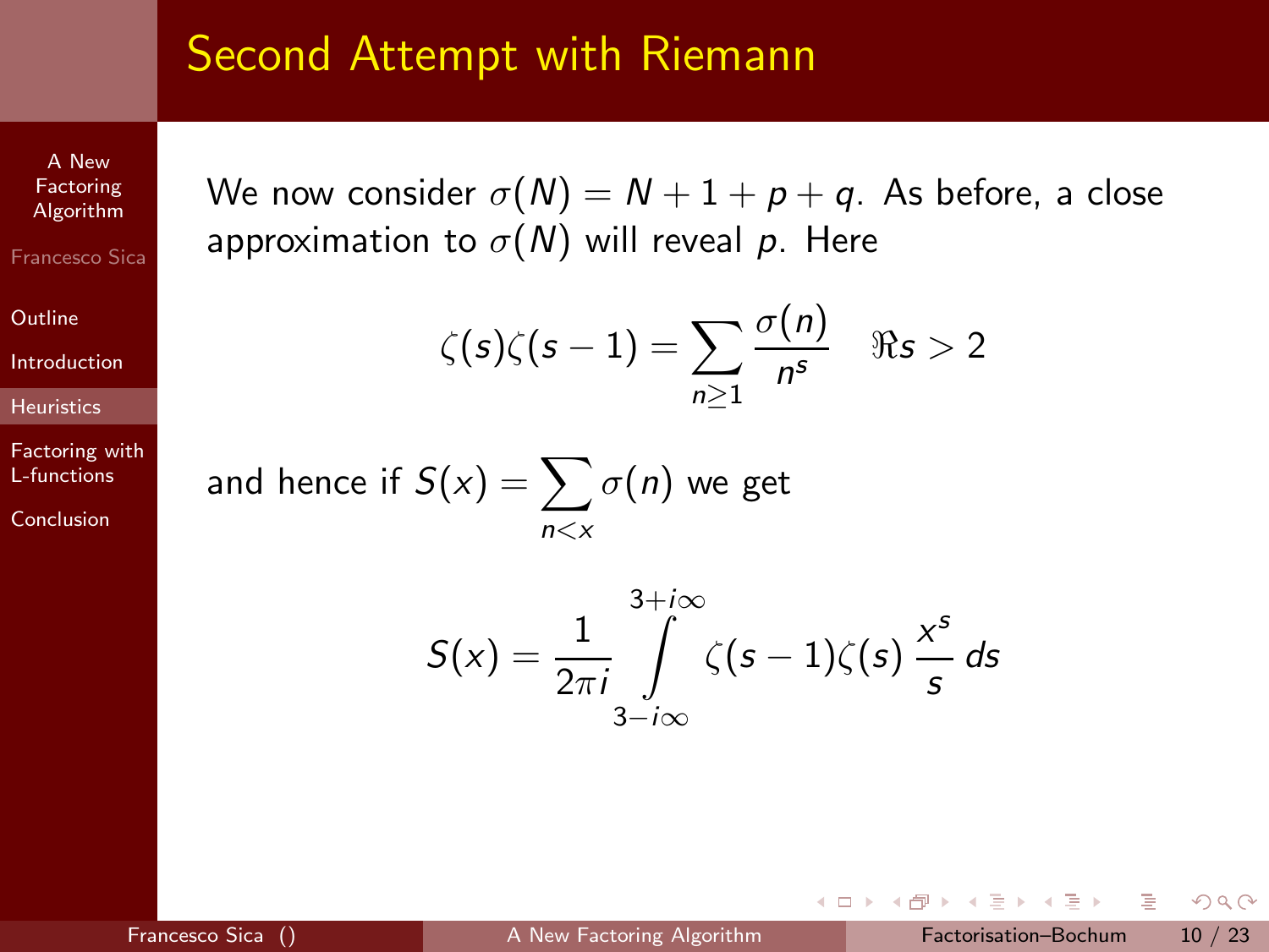# Second Attempt with Riemann

We now consider $\sigma(N) = N + 1 + p + q$. As before, a close approximation to $\sigma(N)$ will reveal $p$. Here

$$\zeta(s)\zeta(s-1) = \sum_{n \geq 1} \frac{\sigma(n)}{n^s} \quad \Re s > 2$$

and hence if $S(x) = \sum_{n<x} \sigma(n)$ we get

$$S(x) = \frac{1}{2\pi i} \int_{3-i\infty}^{3+i\infty} \zeta(s-1)\zeta(s) \, \frac{x^s}{s} \, ds$$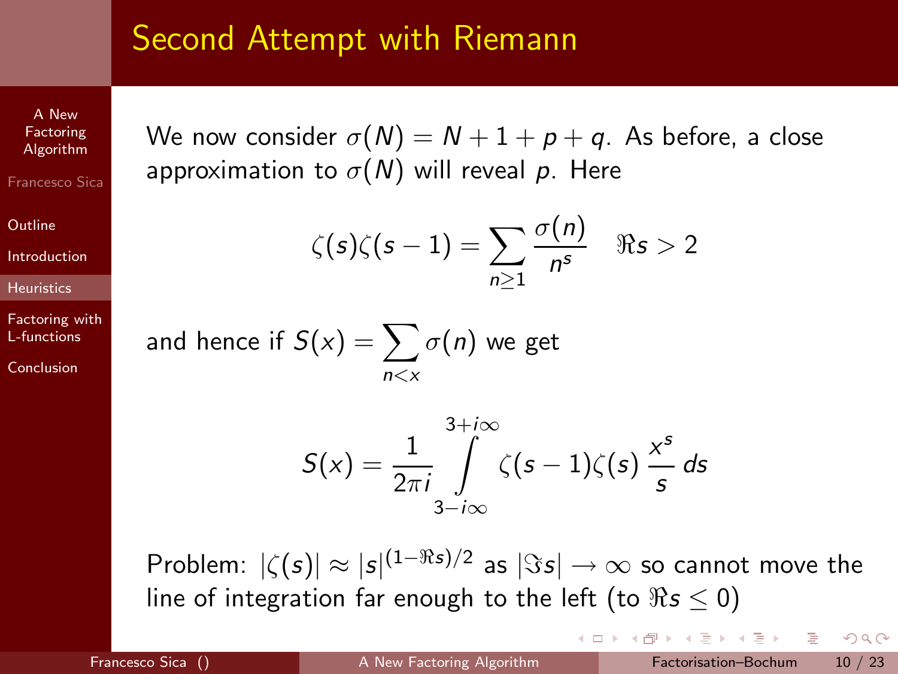# Second Attempt with Riemann

We now consider $\sigma(N) = N + 1 + p + q$. As before, a close approximation to $\sigma(N)$ will reveal $p$. Here

$$\zeta(s)\zeta(s-1) = \sum_{n \geq 1} \frac{\sigma(n)}{n^s} \quad \Re s > 2$$

and hence if $S(x) = \sum_{n<x} \sigma(n)$ we get

$$S(x) = \frac{1}{2\pi i} \int_{3-i\infty}^{3+i\infty} \zeta(s-1)\zeta(s) \frac{x^s}{s} \, ds$$

Problem: $|\zeta(s)| \approx |s|^{(1-\Re s)/2}$ as $|\Im s| \to \infty$ so cannot move the line of integration far enough to the left (to $\Re s \leq 0$)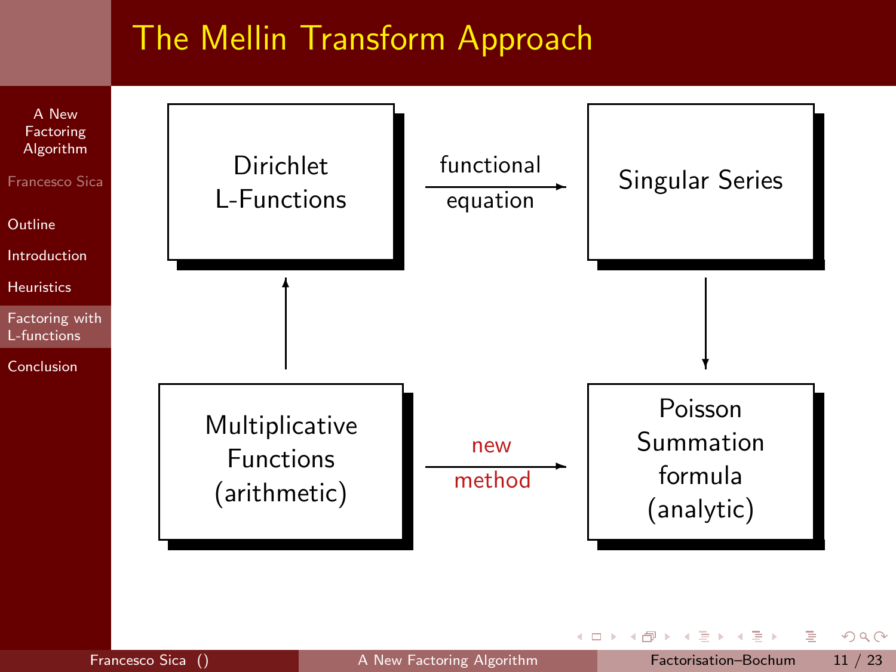# The Mellin Transform Approach

Dirichlet L-Functions

functional equation

Singular Series

Multiplicative Functions (arithmetic)

new method

Poisson Summation formula (analytic)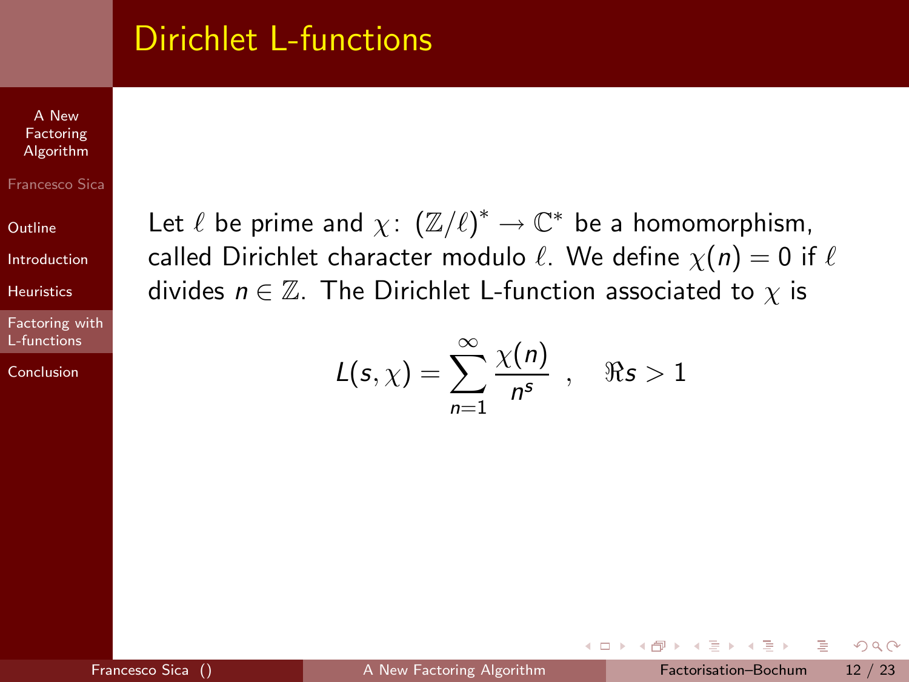# Dirichlet L-functions

Let $\ell$ be prime and $\chi\colon\ (\mathbb{Z}/\ell)^* \to \mathbb{C}^*$ be a homomorphism, called Dirichlet character modulo $\ell$. We define $\chi(n) = 0$ if $\ell$ divides $n \in \mathbb{Z}$. The Dirichlet L-function associated to $\chi$ is

$$L(s, \chi) = \sum_{n=1}^{\infty} \frac{\chi(n)}{n^s} \ , \quad \Re s > 1$$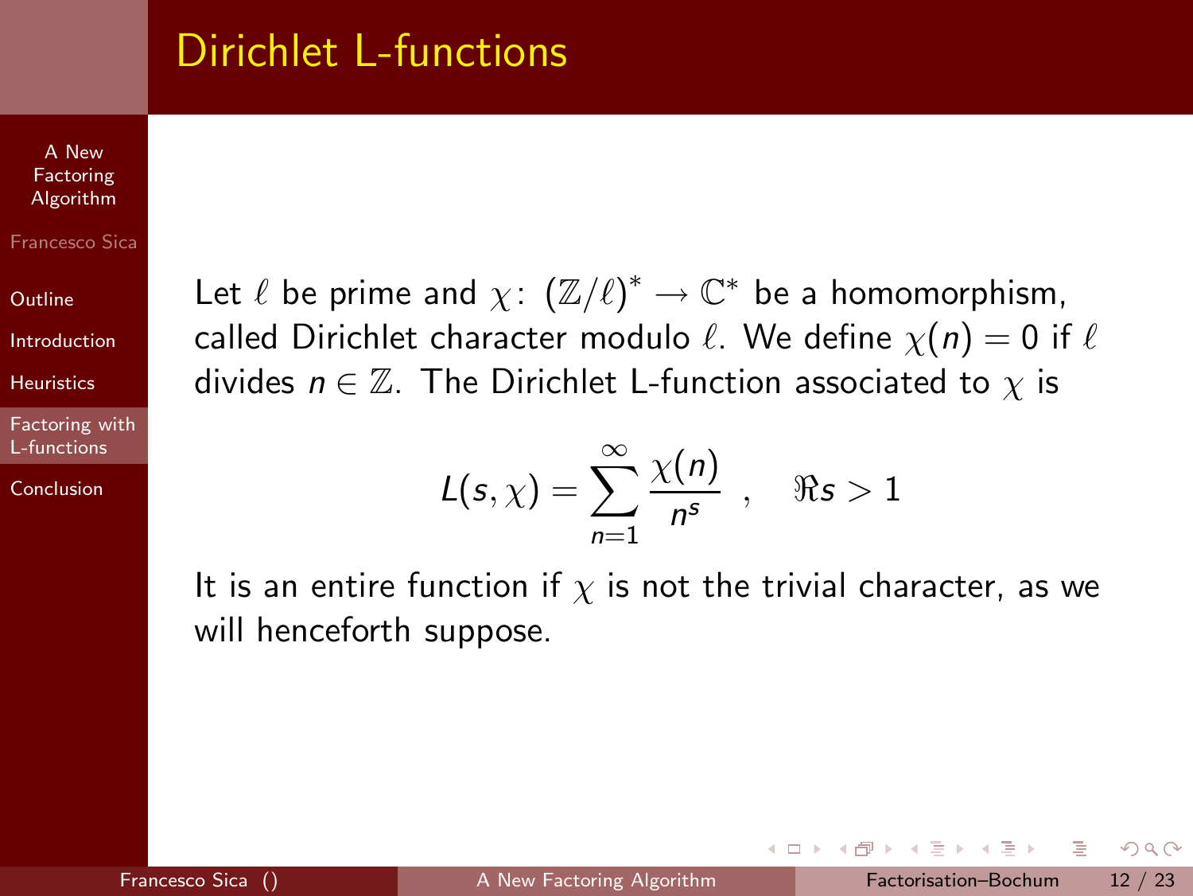# Dirichlet L-functions

Let $\ell$ be prime and $\chi\colon\ (\mathbb{Z}/\ell)^* \to \mathbb{C}^*$ be a homomorphism, called Dirichlet character modulo $\ell$. We define $\chi(n) = 0$ if $\ell$ divides $n \in \mathbb{Z}$. The Dirichlet L-function associated to $\chi$ is

$$L(s,\chi) = \sum_{n=1}^{\infty} \frac{\chi(n)}{n^s} \ , \quad \Re s > 1$$

It is an entire function if $\chi$ is not the trivial character, as we will henceforth suppose.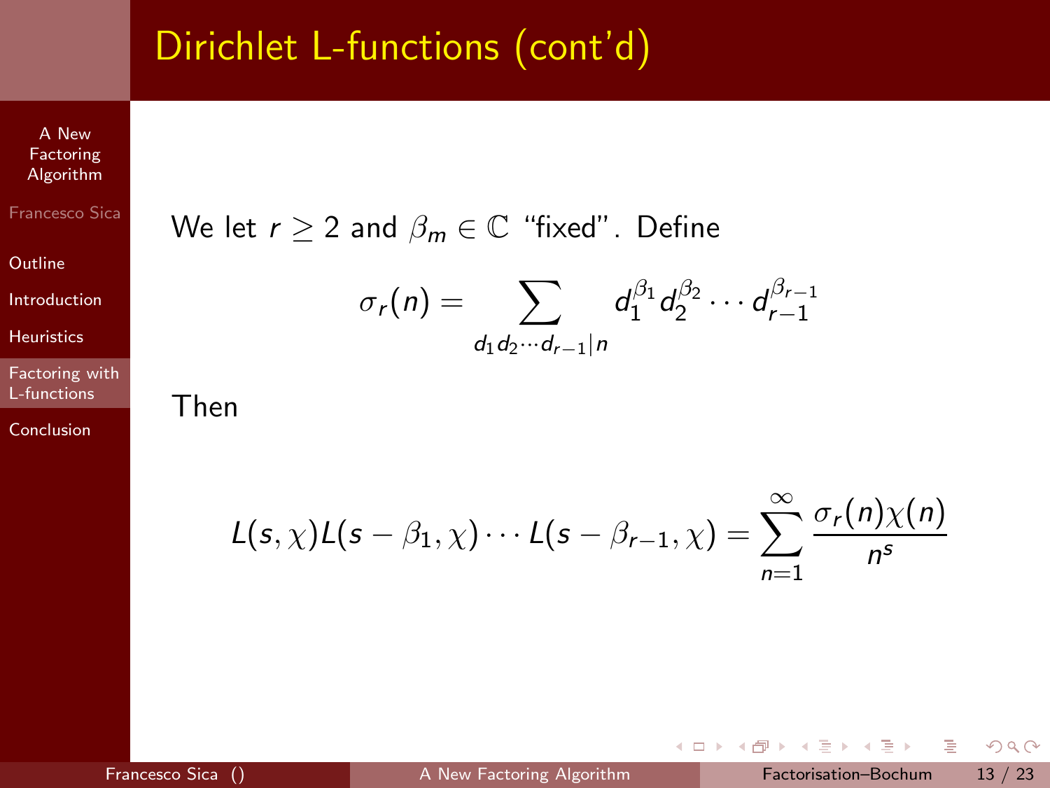# Dirichlet L-functions (cont'd)

We let $r \geq 2$ and $\beta_m \in \mathbb{C}$ "fixed". Define

$$\sigma_r(n) = \sum_{d_1 d_2 \cdots d_{r-1} | n} d_1^{\beta_1} d_2^{\beta_2} \cdots d_{r-1}^{\beta_{r-1}}$$

Then

$$L(s, \chi) L(s - \beta_1, \chi) \cdots L(s - \beta_{r-1}, \chi) = \sum_{n=1}^{\infty} \frac{\sigma_r(n) \chi(n)}{n^s}$$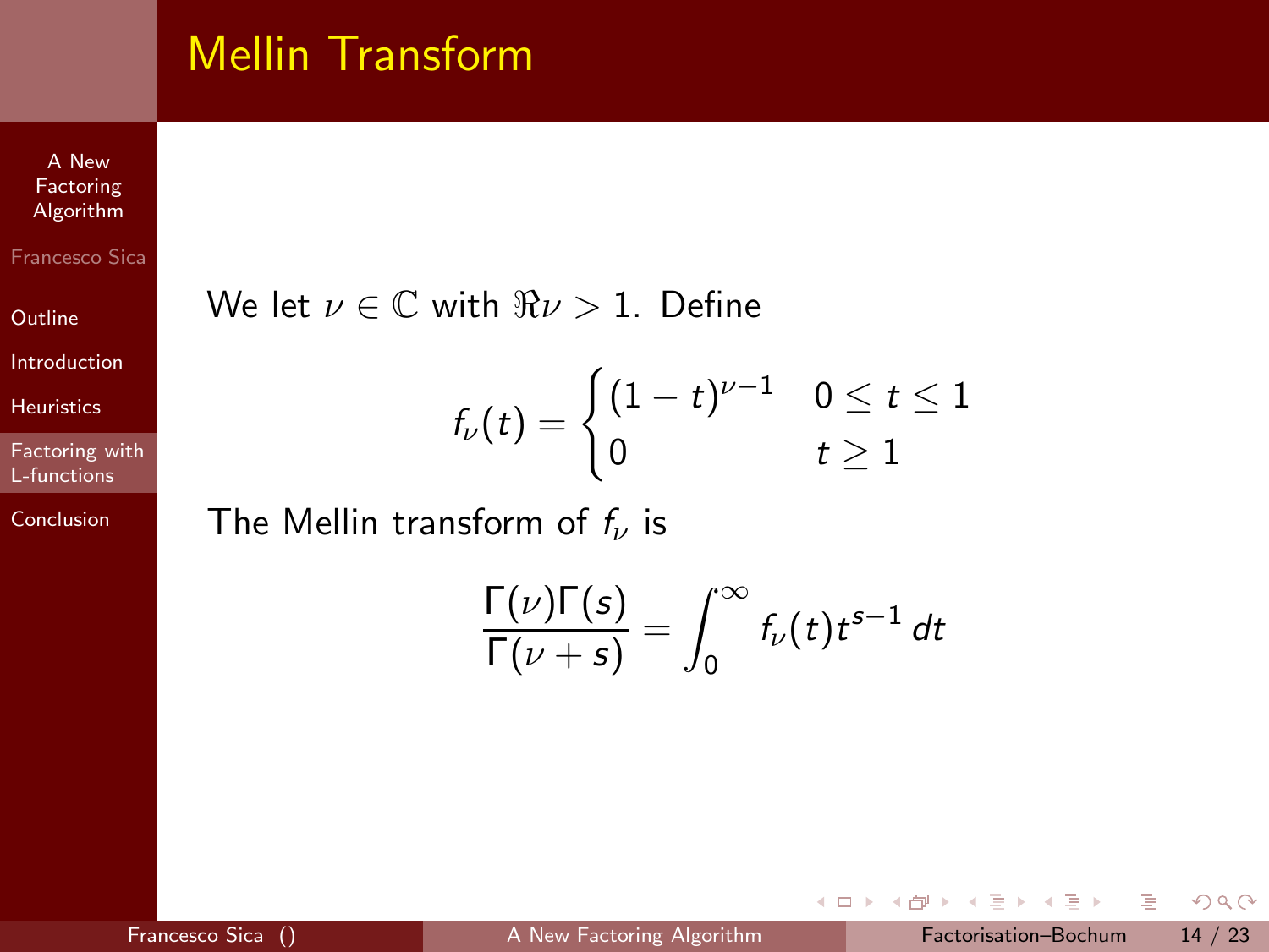# Mellin Transform

We let $\nu \in \mathbb{C}$ with $\Re\nu > 1$. Define

$$f_\nu(t) = \begin{cases} (1-t)^{\nu-1} & 0 \le t \le 1 \\ 0 & t \ge 1 \end{cases}$$

The Mellin transform of $f_\nu$ is

$$\frac{\Gamma(\nu)\Gamma(s)}{\Gamma(\nu+s)} = \int_0^\infty f_\nu(t) t^{s-1}\, dt$$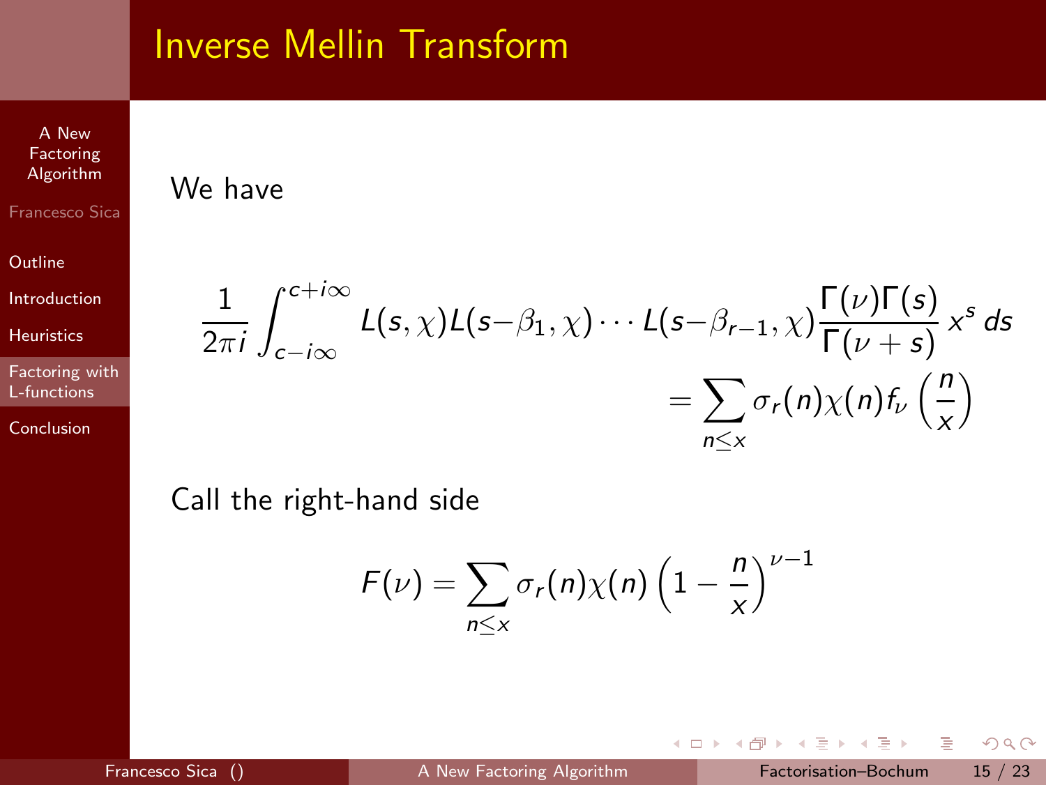# Inverse Mellin Transform

We have

$$\frac{1}{2\pi i}\int_{c-i\infty}^{c+i\infty} L(s,\chi)L(s-\beta_1,\chi)\cdots L(s-\beta_{r-1},\chi)\frac{\Gamma(\nu)\Gamma(s)}{\Gamma(\nu+s)}\,x^s\,ds = \sum_{n\le x}\sigma_r(n)\chi(n)f_\nu\left(\frac{n}{x}\right)$$

Call the right-hand side

$$F(\nu)=\sum_{n\le x}\sigma_r(n)\chi(n)\left(1-\frac{n}{x}\right)^{\nu-1}$$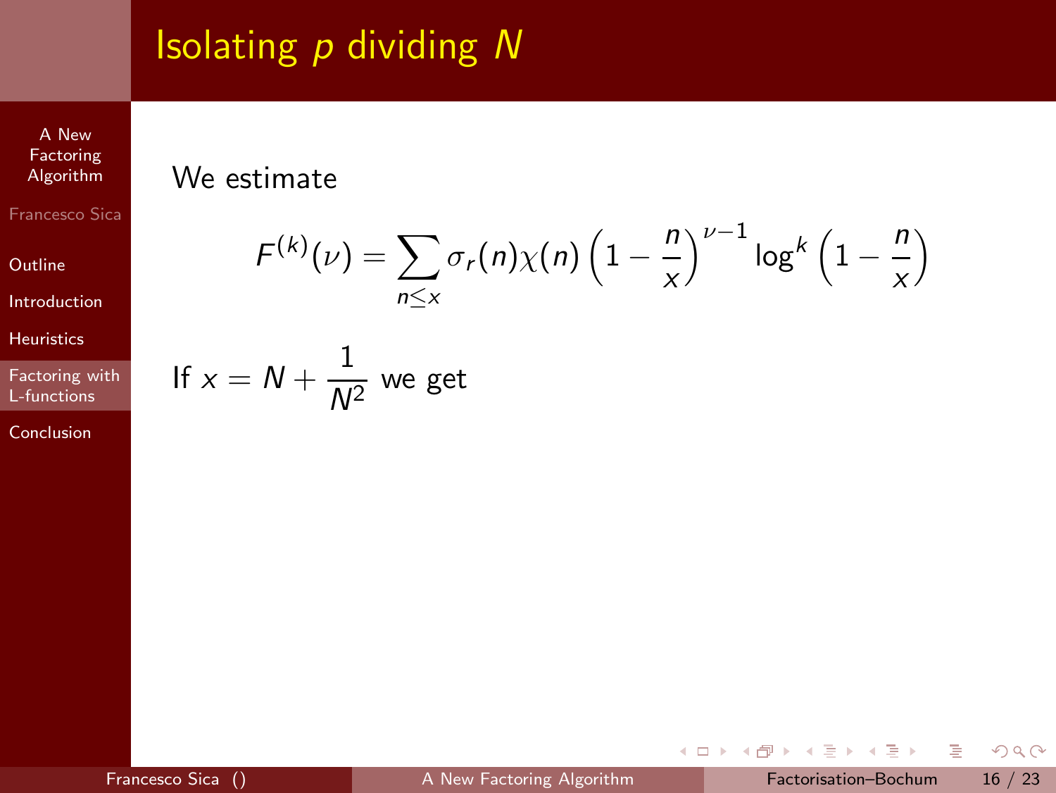# Isolating $p$ dividing $N$

We estimate

$$F^{(k)}(\nu) = \sum_{n \leq x} \sigma_r(n)\chi(n) \left(1 - \frac{n}{x}\right)^{\nu-1} \log^k \left(1 - \frac{n}{x}\right)$$

If $x = N + \frac{1}{N^2}$ we get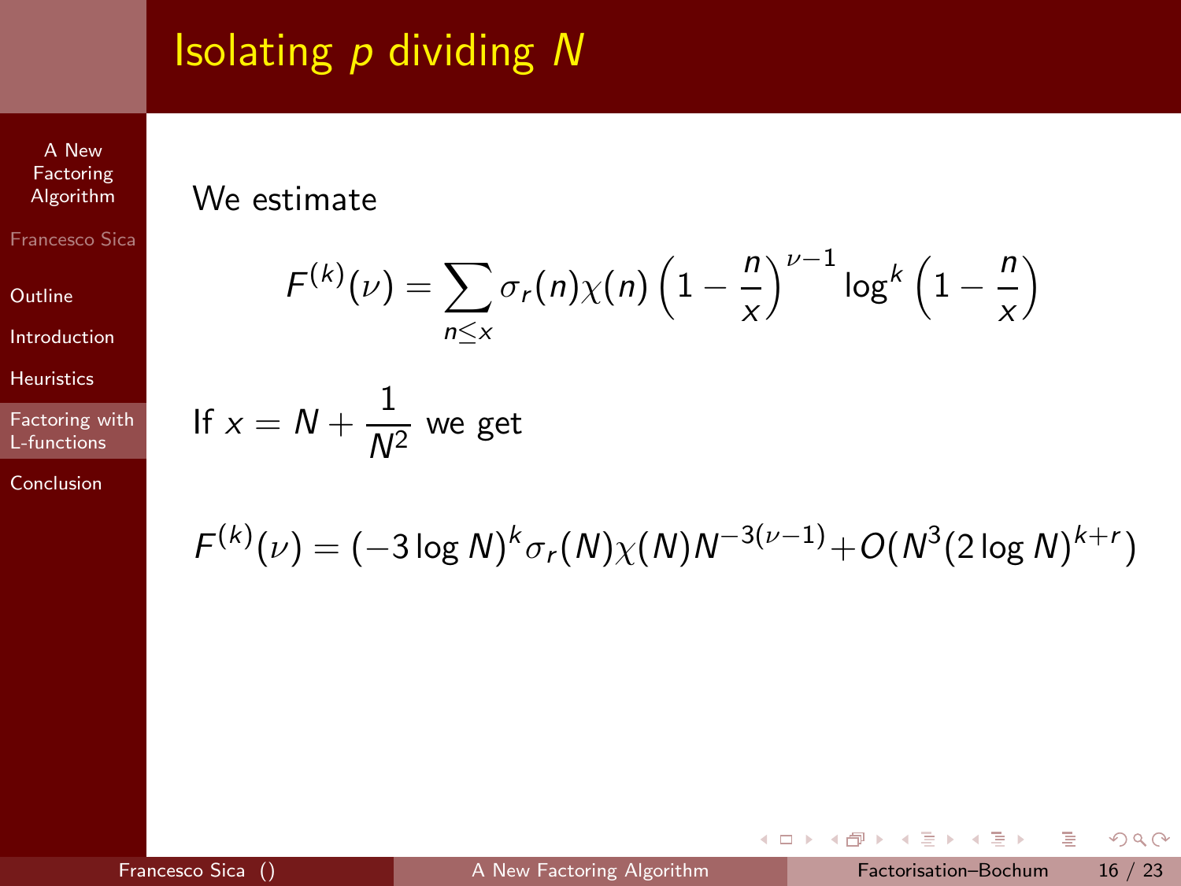# Isolating $p$ dividing $N$

We estimate

$$F^{(k)}(\nu) = \sum_{n \leq x} \sigma_r(n)\chi(n) \left(1 - \frac{n}{x}\right)^{\nu - 1} \log^k \left(1 - \frac{n}{x}\right)$$

If $x = N + \frac{1}{N^2}$ we get

$$F^{(k)}(\nu) = (-3\log N)^k \sigma_r(N)\chi(N) N^{-3(\nu-1)} + O(N^3 (2\log N)^{k+r})$$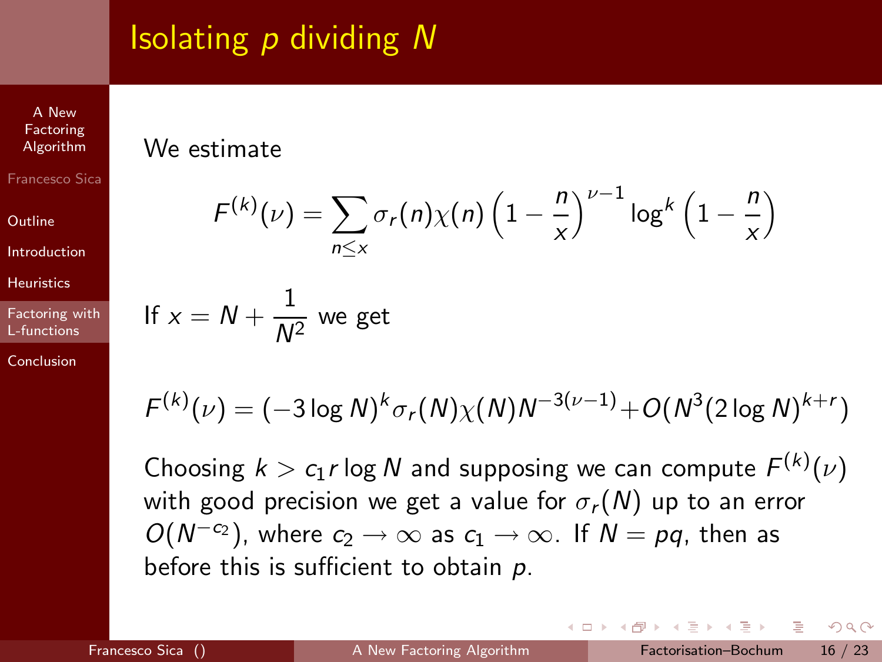# Isolating $p$ dividing $N$

We estimate

$$F^{(k)}(\nu) = \sum_{n \leq x} \sigma_r(n)\chi(n)\left(1 - \frac{n}{x}\right)^{\nu-1} \log^k\left(1 - \frac{n}{x}\right)$$

If $x = N + \frac{1}{N^2}$ we get

$$F^{(k)}(\nu) = (-3\log N)^k \sigma_r(N)\chi(N)N^{-3(\nu-1)} + O(N^3(2\log N)^{k+r})$$

Choosing $k > c_1 r \log N$ and supposing we can compute $F^{(k)}(\nu)$ with good precision we get a value for $\sigma_r(N)$ up to an error $O(N^{-c_2})$, where $c_2 \to \infty$ as $c_1 \to \infty$. If $N = pq$, then as before this is sufficient to obtain $p$.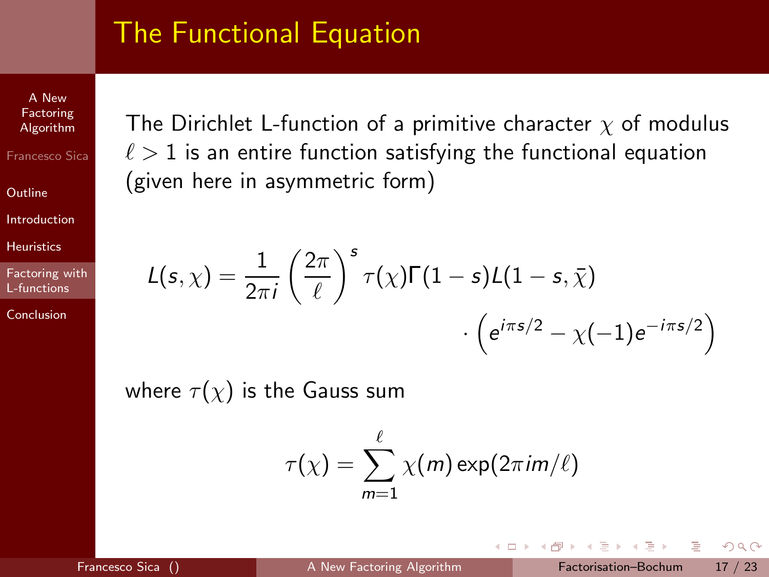# The Functional Equation

The Dirichlet L-function of a primitive character $\chi$ of modulus $\ell > 1$ is an entire function satisfying the functional equation (given here in asymmetric form)

$$L(s,\chi) = \frac{1}{2\pi i}\left(\frac{2\pi}{\ell}\right)^{s} \tau(\chi)\Gamma(1-s)L(1-s,\bar{\chi}) \cdot \left(e^{i\pi s/2} - \chi(-1)e^{-i\pi s/2}\right)$$

where $\tau(\chi)$ is the Gauss sum

$$\tau(\chi) = \sum_{m=1}^{\ell} \chi(m)\exp(2\pi i m/\ell)$$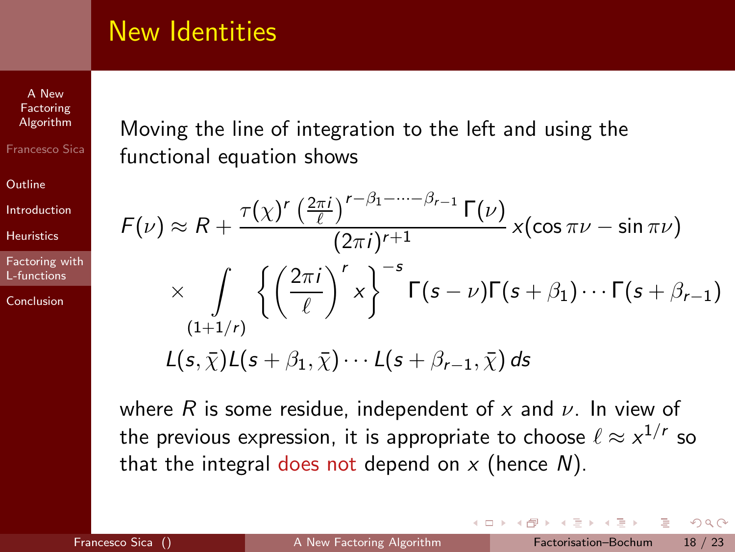## New Identities

Moving the line of integration to the left and using the functional equation shows

$$F(\nu) \approx R + \frac{\tau(\chi)^r \left(\frac{2\pi i}{\ell}\right)^{r-\beta_1-\cdots-\beta_{r-1}} \Gamma(\nu)}{(2\pi i)^{r+1}} x(\cos \pi\nu - \sin \pi\nu)$$

$$\times \int_{(1+1/r)} \left\{ \left(\frac{2\pi i}{\ell}\right)^r x \right\}^{-s} \Gamma(s-\nu)\Gamma(s+\beta_1)\cdots\Gamma(s+\beta_{r-1})$$

$$L(s,\bar{\chi})L(s+\beta_1,\bar{\chi})\cdots L(s+\beta_{r-1},\bar{\chi})\, ds$$

where $R$ is some residue, independent of $x$ and $\nu$. In view of the previous expression, it is appropriate to choose $\ell \approx x^{1/r}$ so that the integral does not depend on $x$ (hence $N$).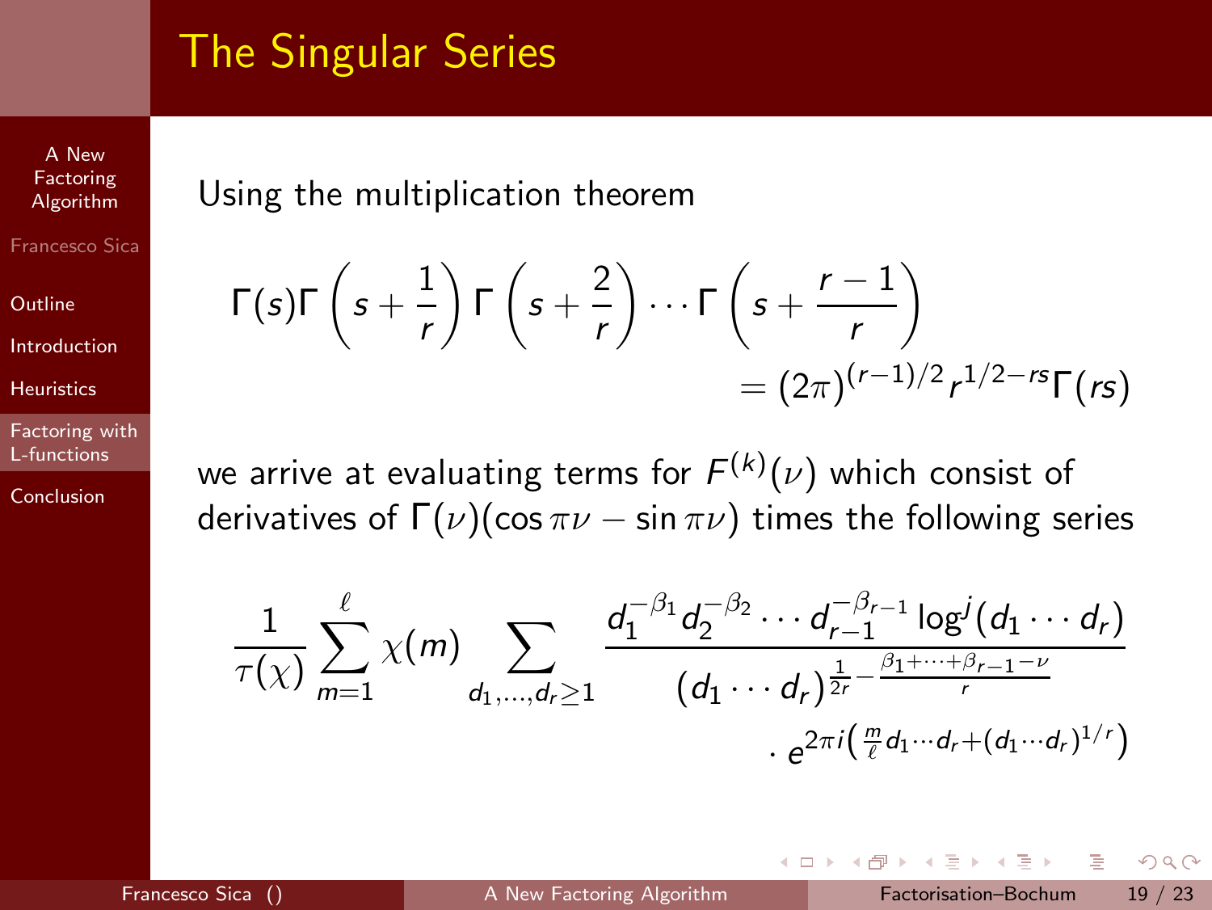# The Singular Series

Using the multiplication theorem

$$\Gamma(s)\Gamma\left(s+\frac{1}{r}\right)\Gamma\left(s+\frac{2}{r}\right)\cdots\Gamma\left(s+\frac{r-1}{r}\right) = (2\pi)^{(r-1)/2} r^{1/2-rs}\Gamma(rs)$$

we arrive at evaluating terms for $F^{(k)}(\nu)$ which consist of derivatives of $\Gamma(\nu)(\cos\pi\nu - \sin\pi\nu)$ times the following series

$$\frac{1}{\tau(\chi)}\sum_{m=1}^{\ell}\chi(m)\sum_{d_1,\ldots,d_r\geq 1}\frac{d_1^{-\beta_1}d_2^{-\beta_2}\cdots d_{r-1}^{-\beta_{r-1}}\log^j(d_1\cdots d_r)}{(d_1\cdots d_r)^{\frac{1}{2r}-\frac{\beta_1+\cdots+\beta_{r-1}-\nu}{r}}} \cdot e^{2\pi i\left(\frac{m}{\ell}d_1\cdots d_r+(d_1\cdots d_r)^{1/r}\right)}$$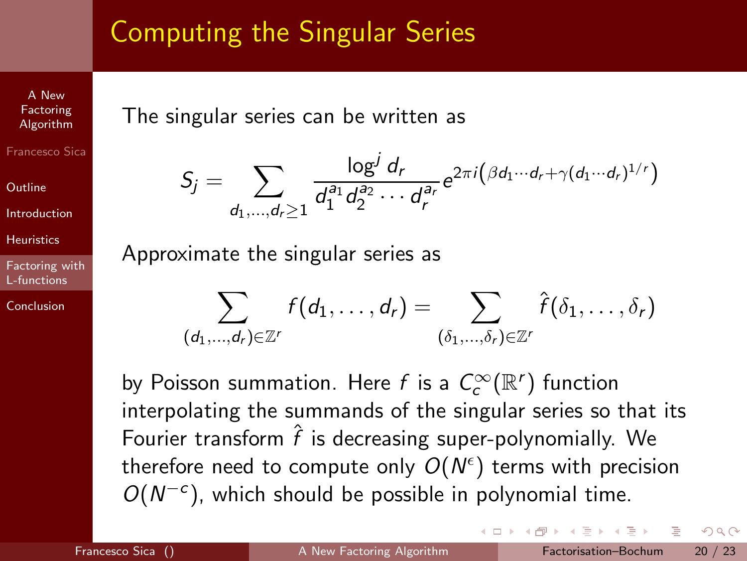# Computing the Singular Series

The singular series can be written as

$$S_j = \sum_{d_1,\ldots,d_r \geq 1} \frac{\log^j d_r}{d_1^{a_1} d_2^{a_2} \cdots d_r^{a_r}} e^{2\pi i \left(\beta d_1 \cdots d_r + \gamma (d_1 \cdots d_r)^{1/r}\right)}$$

Approximate the singular series as

$$\sum_{(d_1,\ldots,d_r) \in \mathbb{Z}^r} f(d_1, \ldots, d_r) = \sum_{(\delta_1,\ldots,\delta_r) \in \mathbb{Z}^r} \hat{f}(\delta_1, \ldots, \delta_r)$$

by Poisson summation. Here $f$ is a $C_c^\infty(\mathbb{R}^r)$ function interpolating the summands of the singular series so that its Fourier transform $\hat{f}$ is decreasing super-polynomially. We therefore need to compute only $O(N^\epsilon)$ terms with precision $O(N^{-c})$, which should be possible in polynomial time.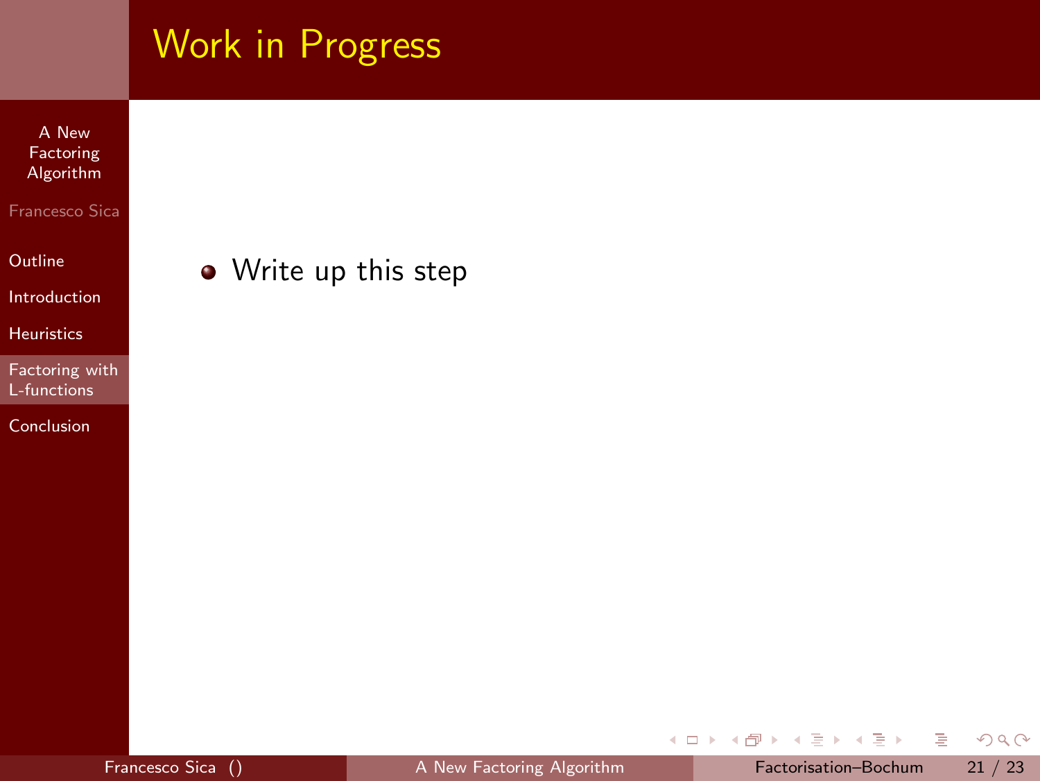# Work in Progress

- Write up this step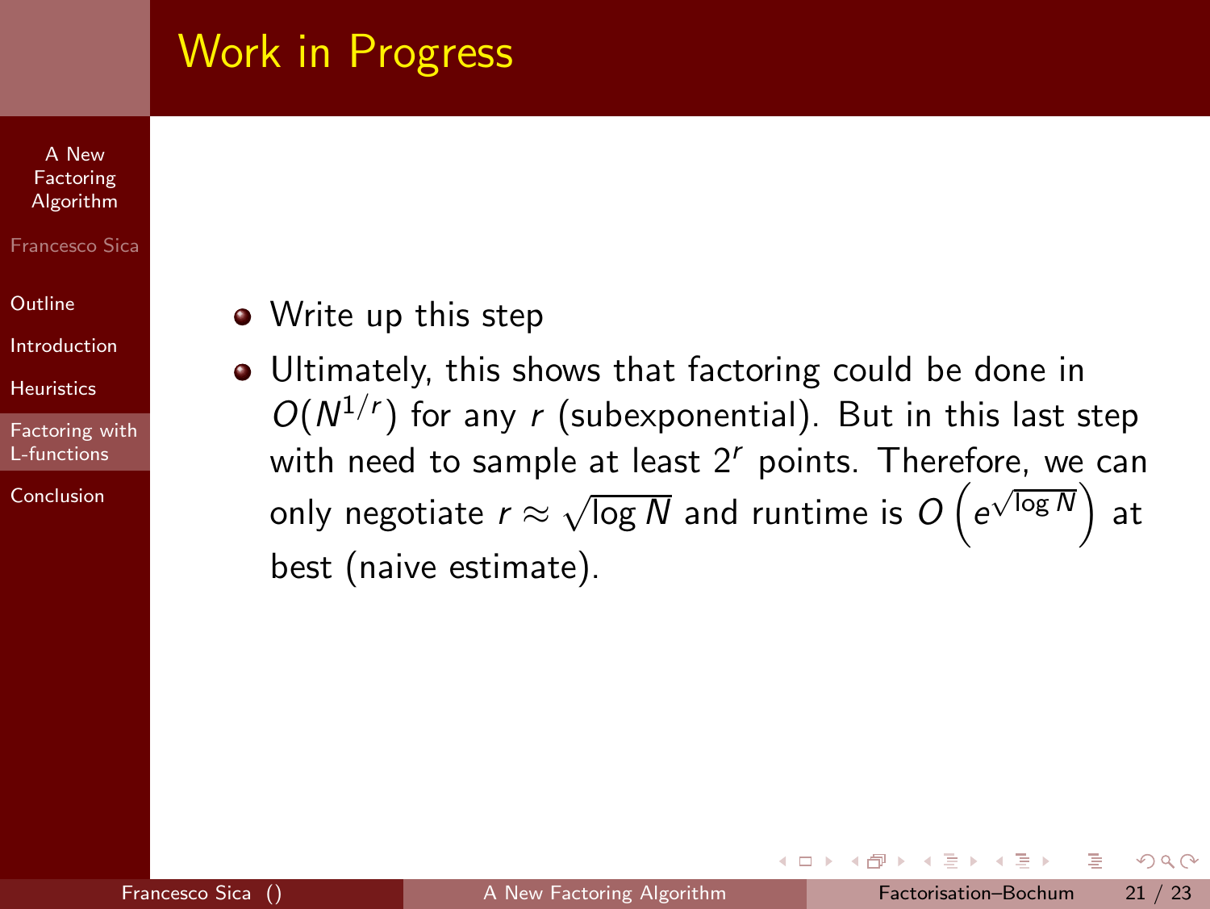# Work in Progress

- Write up this step
- Ultimately, this shows that factoring could be done in $O(N^{1/r})$ for any $r$ (subexponential). But in this last step with need to sample at least $2^r$ points. Therefore, we can only negotiate $r \approx \sqrt{\log N}$ and runtime is $O\left(e^{\sqrt{\log N}}\right)$ at best (naive estimate).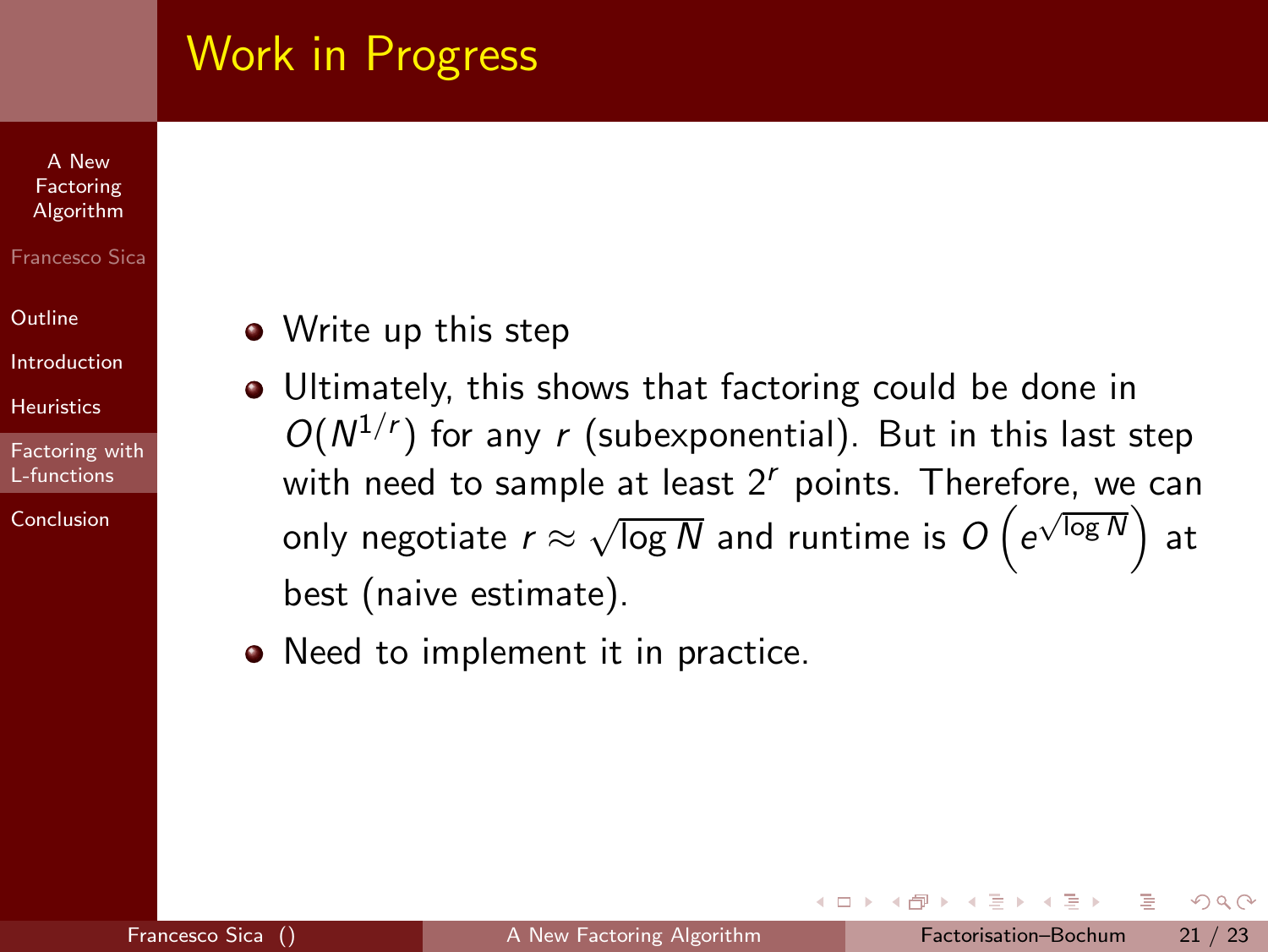# Work in Progress

- Write up this step
- Ultimately, this shows that factoring could be done in $O(N^{1/r})$ for any $r$ (subexponential). But in this last step with need to sample at least $2^r$ points. Therefore, we can only negotiate $r \approx \sqrt{\log N}$ and runtime is $O\left(e^{\sqrt{\log N}}\right)$ at best (naive estimate).
- Need to implement it in practice.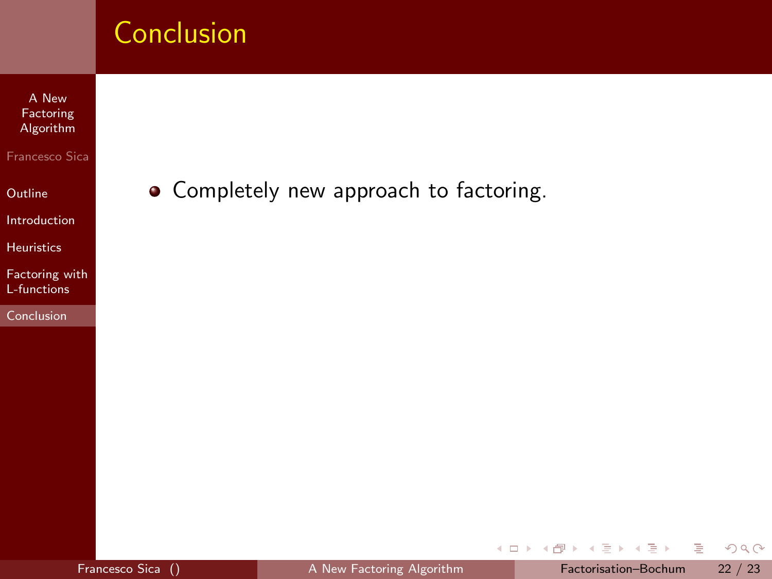# Conclusion

- Completely new approach to factoring.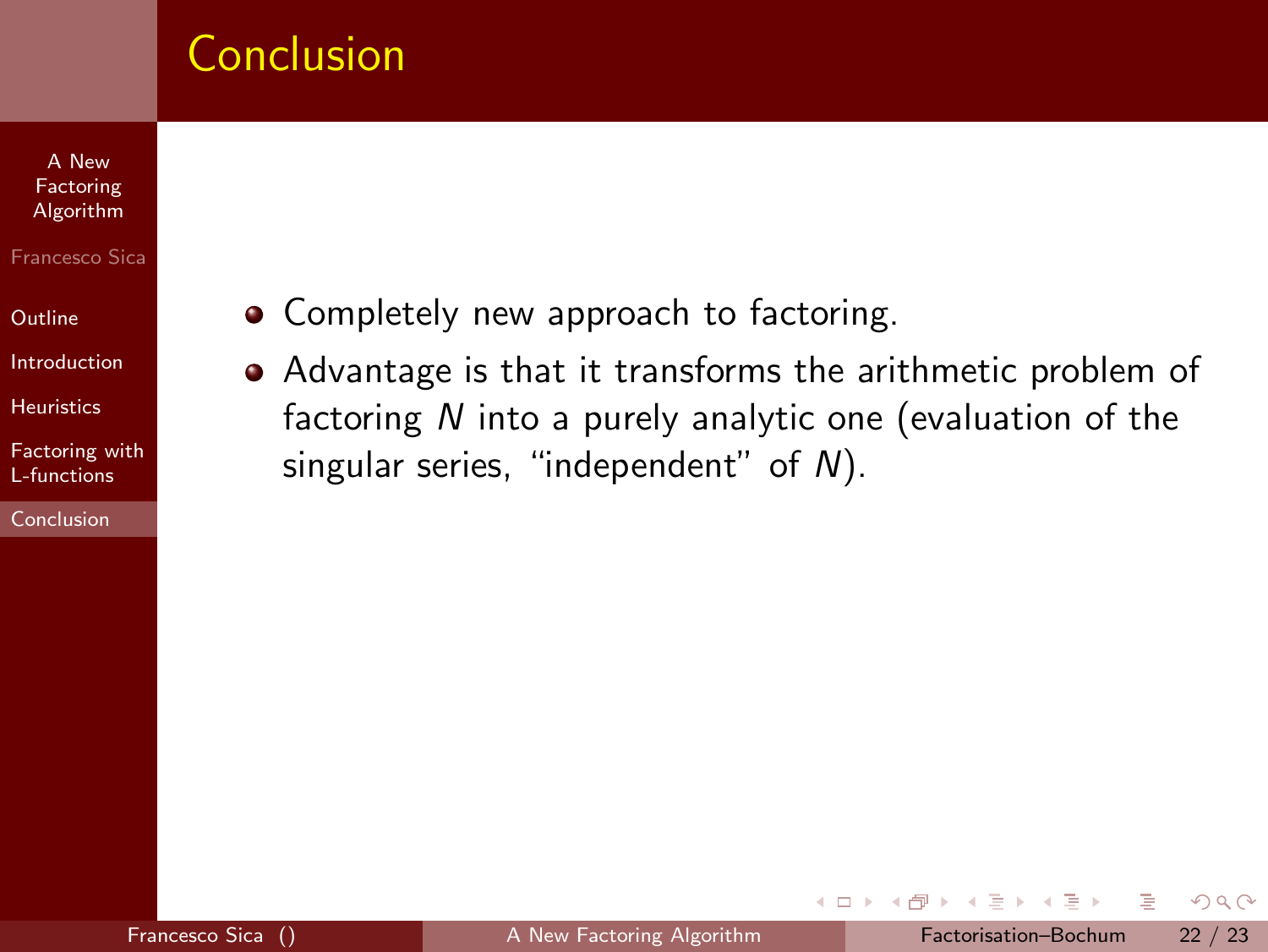# Conclusion

- Completely new approach to factoring.
- Advantage is that it transforms the arithmetic problem of factoring $N$ into a purely analytic one (evaluation of the singular series, "independent" of $N$).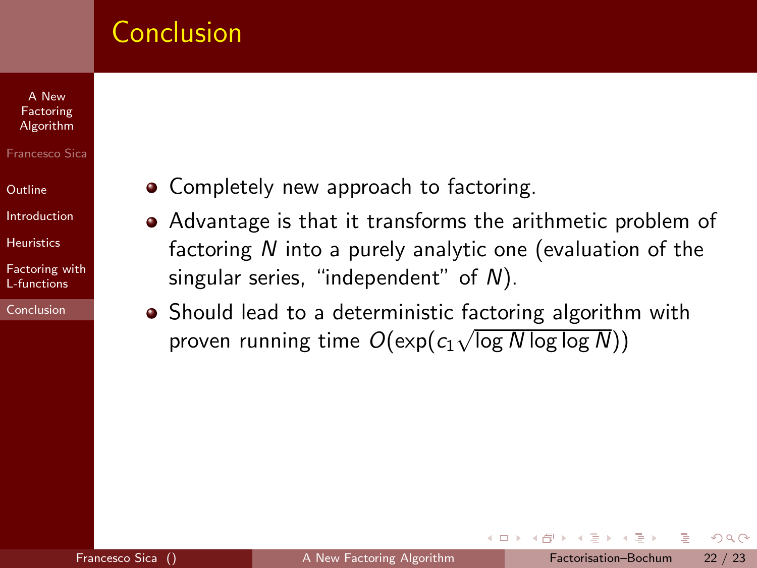# Conclusion

- Completely new approach to factoring.
- Advantage is that it transforms the arithmetic problem of factoring $N$ into a purely analytic one (evaluation of the singular series, "independent" of $N$).
- Should lead to a deterministic factoring algorithm with proven running time $O(\exp(c_1\sqrt{\log N \log\log N}))$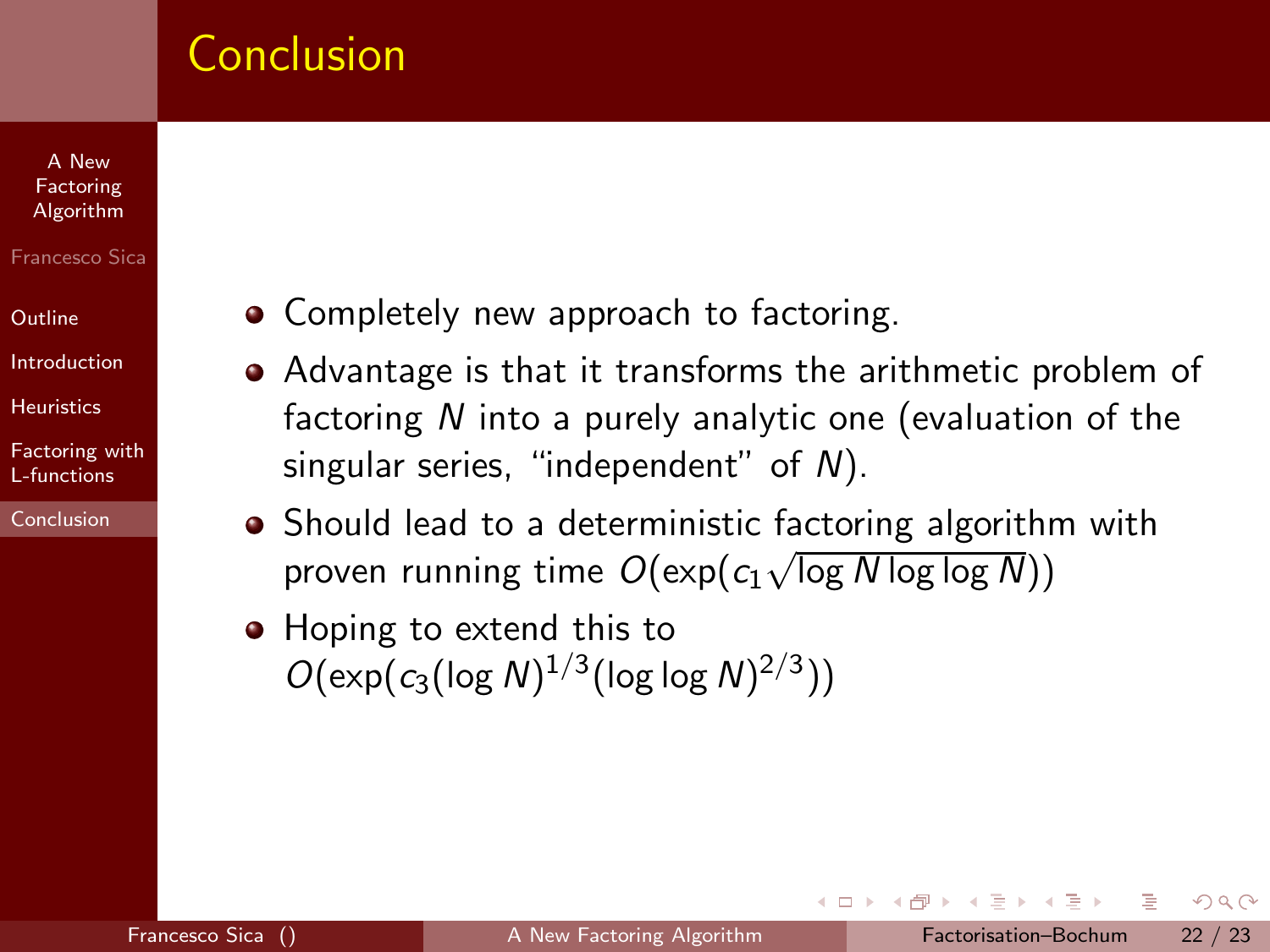# Conclusion

- Completely new approach to factoring.
- Advantage is that it transforms the arithmetic problem of factoring $N$ into a purely analytic one (evaluation of the singular series, "independent" of $N$).
- Should lead to a deterministic factoring algorithm with proven running time $O(\exp(c_1\sqrt{\log N \log\log N}))$
- Hoping to extend this to $O(\exp(c_3(\log N)^{1/3}(\log\log N)^{2/3}))$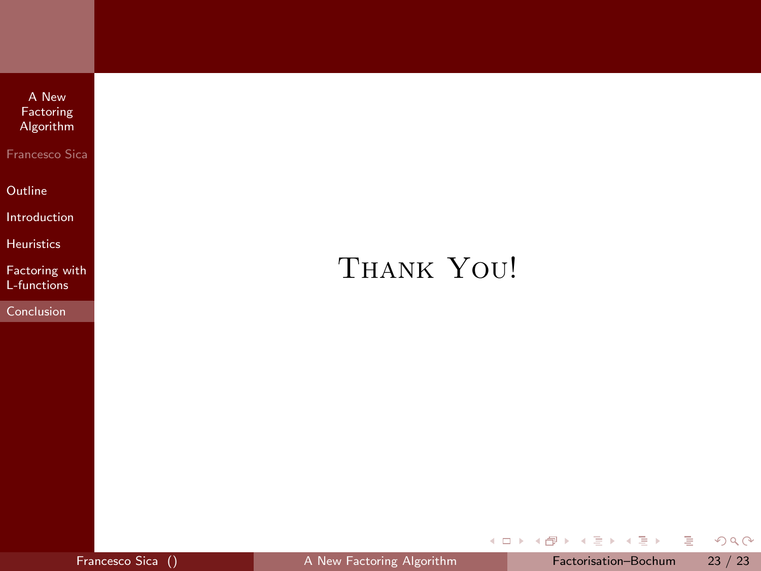THANK YOU!